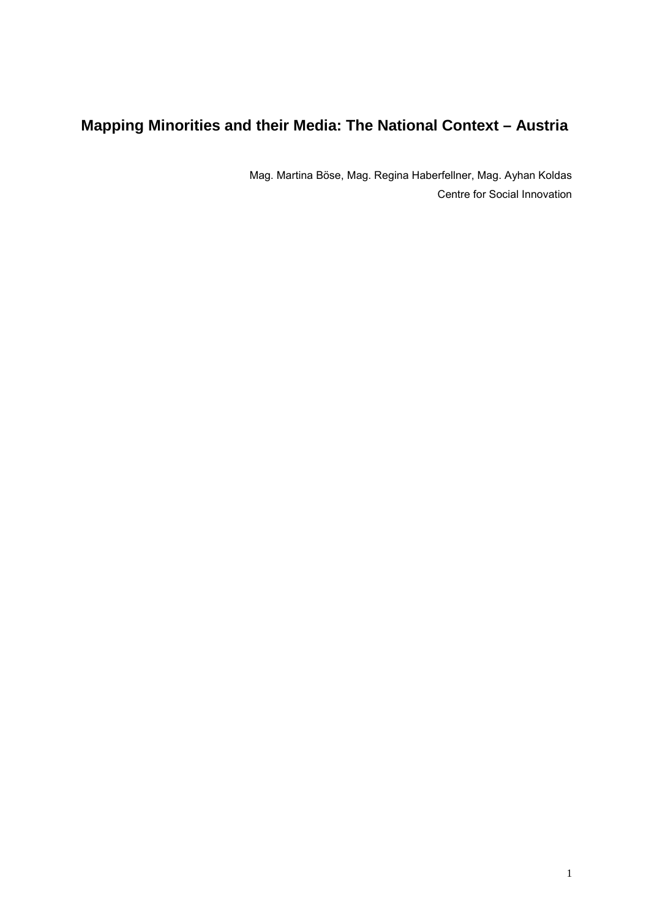# Mapping Minorities and their Media: The National Context – Austria

Mag. Martina Böse, Mag. Regina Haberfellner, Mag. Ayhan Koldas

Centre for Social Innovation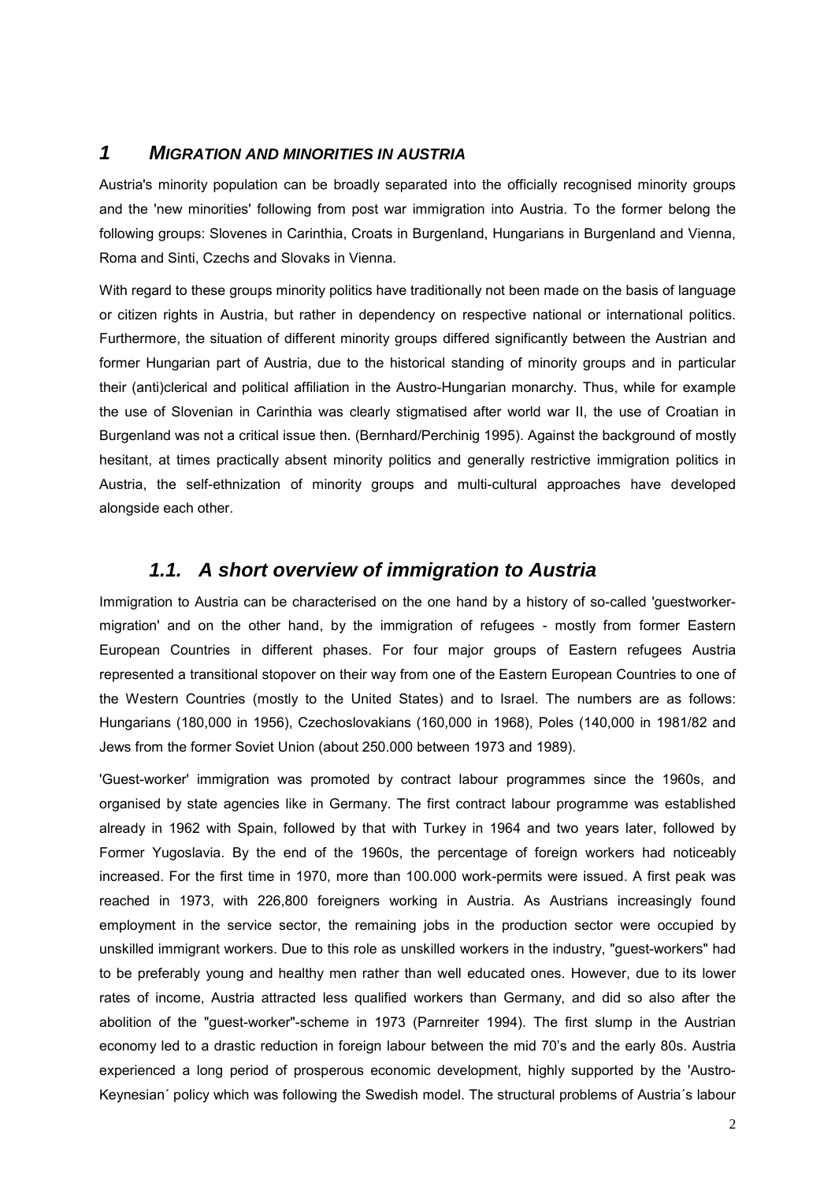# *1 MIGRATION AND MINORITIES IN AUSTRIA*

Austria's minority population can be broadly separated into the officially recognised minority groups and the 'new minorities' following from post war immigration into Austria. To the former belong the following groups: Slovenes in Carinthia, Croats in Burgenland, Hungarians in Burgenland and Vienna, Roma and Sinti, Czechs and Slovaks in Vienna.

With regard to these groups minority politics have traditionally not been made on the basis of language or citizen rights in Austria, but rather in dependency on respective national or international politics. Furthermore, the situation of different minority groups differed significantly between the Austrian and former Hungarian part of Austria, due to the historical standing of minority groups and in particular their (anti)clerical and political affiliation in the Austro-Hungarian monarchy. Thus, while for example the use of Slovenian in Carinthia was clearly stigmatised after world war II, the use of Croatian in Burgenland was not a critical issue then. (Bernhard/Perchinig 1995). Against the background of mostly hesitant, at times practically absent minority politics and generally restrictive immigration politics in Austria, the self-ethnization of minority groups and multi-cultural approaches have developed alongside each other.

## *1.1. A short overview of immigration to Austria*

Immigration to Austria can be characterised on the one hand by a history of so-called 'guestworker-migration' and on the other hand, by the immigration of refugees - mostly from former Eastern European Countries in different phases. For four major groups of Eastern refugees Austria represented a transitional stopover on their way from one of the Eastern European Countries to one of the Western Countries (mostly to the United States) and to Israel. The numbers are as follows: Hungarians (180,000 in 1956), Czechoslovakians (160,000 in 1968), Poles (140,000 in 1981/82 and Jews from the former Soviet Union (about 250.000 between 1973 and 1989).

'Guest-worker' immigration was promoted by contract labour programmes since the 1960s, and organised by state agencies like in Germany. The first contract labour programme was established already in 1962 with Spain, followed by that with Turkey in 1964 and two years later, followed by Former Yugoslavia. By the end of the 1960s, the percentage of foreign workers had noticeably increased. For the first time in 1970, more than 100.000 work-permits were issued. A first peak was reached in 1973, with 226,800 foreigners working in Austria. As Austrians increasingly found employment in the service sector, the remaining jobs in the production sector were occupied by unskilled immigrant workers. Due to this role as unskilled workers in the industry, "guest-workers" had to be preferably young and healthy men rather than well educated ones. However, due to its lower rates of income, Austria attracted less qualified workers than Germany, and did so also after the abolition of the "guest-worker"-scheme in 1973 (Parnreiter 1994). The first slump in the Austrian economy led to a drastic reduction in foreign labour between the mid 70's and the early 80s. Austria experienced a long period of prosperous economic development, highly supported by the 'Austro-Keynesian´ policy which was following the Swedish model. The structural problems of Austria´s labour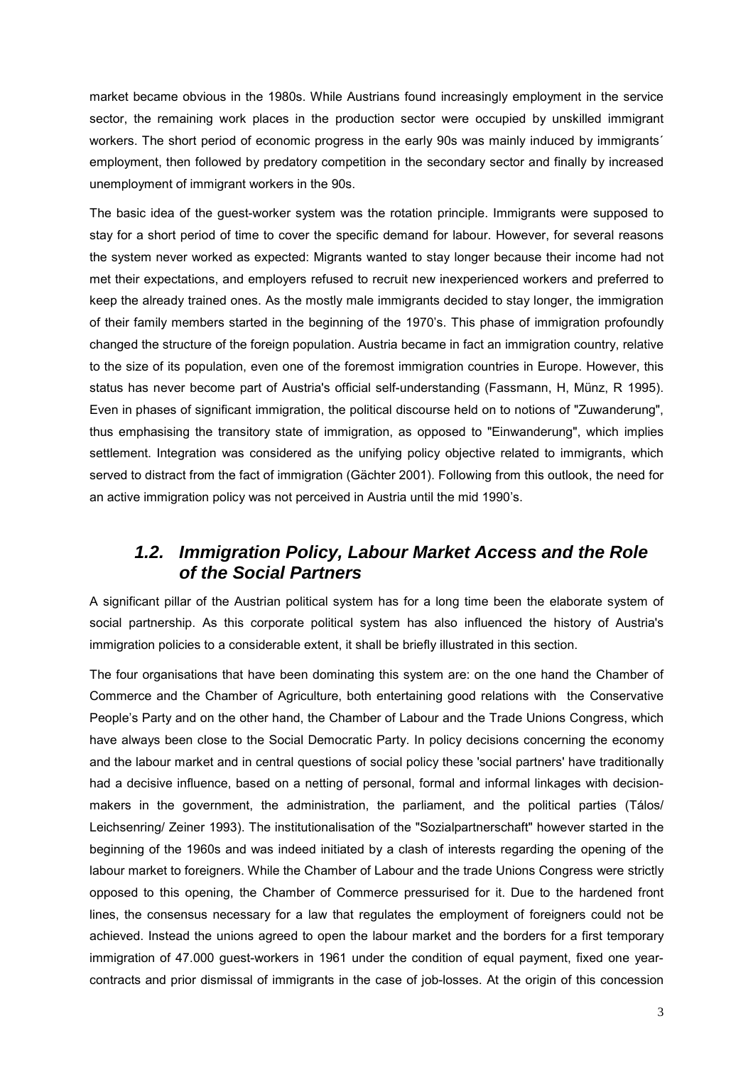market became obvious in the 1980s. While Austrians found increasingly employment in the service sector, the remaining work places in the production sector were occupied by unskilled immigrant workers. The short period of economic progress in the early 90s was mainly induced by immigrants´ employment, then followed by predatory competition in the secondary sector and finally by increased unemployment of immigrant workers in the 90s.

The basic idea of the guest-worker system was the rotation principle. Immigrants were supposed to stay for a short period of time to cover the specific demand for labour. However, for several reasons the system never worked as expected: Migrants wanted to stay longer because their income had not met their expectations, and employers refused to recruit new inexperienced workers and preferred to keep the already trained ones. As the mostly male immigrants decided to stay longer, the immigration of their family members started in the beginning of the 1970's. This phase of immigration profoundly changed the structure of the foreign population. Austria became in fact an immigration country, relative to the size of its population, even one of the foremost immigration countries in Europe. However, this status has never become part of Austria's official self-understanding (Fassmann, H, Münz, R 1995). Even in phases of significant immigration, the political discourse held on to notions of "Zuwanderung", thus emphasising the transitory state of immigration, as opposed to "Einwanderung", which implies settlement. Integration was considered as the unifying policy objective related to immigrants, which served to distract from the fact of immigration (Gächter 2001). Following from this outlook, the need for an active immigration policy was not perceived in Austria until the mid 1990's.

## *1.2. Immigration Policy, Labour Market Access and the Role of the Social Partners*

A significant pillar of the Austrian political system has for a long time been the elaborate system of social partnership. As this corporate political system has also influenced the history of Austria's immigration policies to a considerable extent, it shall be briefly illustrated in this section.

The four organisations that have been dominating this system are: on the one hand the Chamber of Commerce and the Chamber of Agriculture, both entertaining good relations with the Conservative People's Party and on the other hand, the Chamber of Labour and the Trade Unions Congress, which have always been close to the Social Democratic Party. In policy decisions concerning the economy and the labour market and in central questions of social policy these 'social partners' have traditionally had a decisive influence, based on a netting of personal, formal and informal linkages with decision-makers in the government, the administration, the parliament, and the political parties (Tálos/ Leichsenring/ Zeiner 1993). The institutionalisation of the "Sozialpartnerschaft" however started in the beginning of the 1960s and was indeed initiated by a clash of interests regarding the opening of the labour market to foreigners. While the Chamber of Labour and the trade Unions Congress were strictly opposed to this opening, the Chamber of Commerce pressurised for it. Due to the hardened front lines, the consensus necessary for a law that regulates the employment of foreigners could not be achieved. Instead the unions agreed to open the labour market and the borders for a first temporary immigration of 47.000 guest-workers in 1961 under the condition of equal payment, fixed one year-contracts and prior dismissal of immigrants in the case of job-losses. At the origin of this concession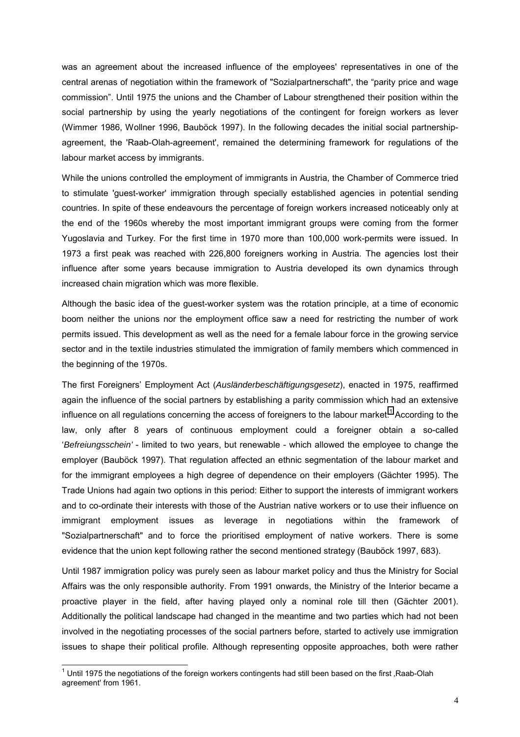was an agreement about the increased influence of the employees' representatives in one of the central arenas of negotiation within the framework of "Sozialpartnerschaft", the "parity price and wage commission". Until 1975 the unions and the Chamber of Labour strengthened their position within the social partnership by using the yearly negotiations of the contingent for foreign workers as lever (Wimmer 1986, Wollner 1996, Bauböck 1997). In the following decades the initial social partnership-agreement, the 'Raab-Olah-agreement', remained the determining framework for regulations of the labour market access by immigrants.

While the unions controlled the employment of immigrants in Austria, the Chamber of Commerce tried to stimulate 'guest-worker' immigration through specially established agencies in potential sending countries. In spite of these endeavours the percentage of foreign workers increased noticeably only at the end of the 1960s whereby the most important immigrant groups were coming from the former Yugoslavia and Turkey. For the first time in 1970 more than 100,000 work-permits were issued. In 1973 a first peak was reached with 226,800 foreigners working in Austria. The agencies lost their influence after some years because immigration to Austria developed its own dynamics through increased chain migration which was more flexible.

Although the basic idea of the guest-worker system was the rotation principle, at a time of economic boom neither the unions nor the employment office saw a need for restricting the number of work permits issued. This development as well as the need for a female labour force in the growing service sector and in the textile industries stimulated the immigration of family members which commenced in the beginning of the 1970s.

The first Foreigners' Employment Act (*Ausländerbeschäftigungsgesetz*), enacted in 1975, reaffirmed again the influence of the social partners by establishing a parity commission which had an extensive influence on all regulations concerning the access of foreigners to the labour market.[1] According to the law, only after 8 years of continuous employment could a foreigner obtain a so-called '*Befreiungsschein'* - limited to two years, but renewable - which allowed the employee to change the employer (Bauböck 1997). That regulation affected an ethnic segmentation of the labour market and for the immigrant employees a high degree of dependence on their employers (Gächter 1995). The Trade Unions had again two options in this period: Either to support the interests of immigrant workers and to co-ordinate their interests with those of the Austrian native workers or to use their influence on immigrant employment issues as leverage in negotiations within the framework of "Sozialpartnerschaft" and to force the prioritised employment of native workers. There is some evidence that the union kept following rather the second mentioned strategy (Bauböck 1997, 683).

Until 1987 immigration policy was purely seen as labour market policy and thus the Ministry for Social Affairs was the only responsible authority. From 1991 onwards, the Ministry of the Interior became a proactive player in the field, after having played only a nominal role till then (Gächter 2001). Additionally the political landscape had changed in the meantime and two parties which had not been involved in the negotiating processes of the social partners before, started to actively use immigration issues to shape their political profile. Although representing opposite approaches, both were rather

---

[1] Until 1975 the negotiations of the foreign workers contingents had still been based on the first ,Raab-Olah agreement' from 1961.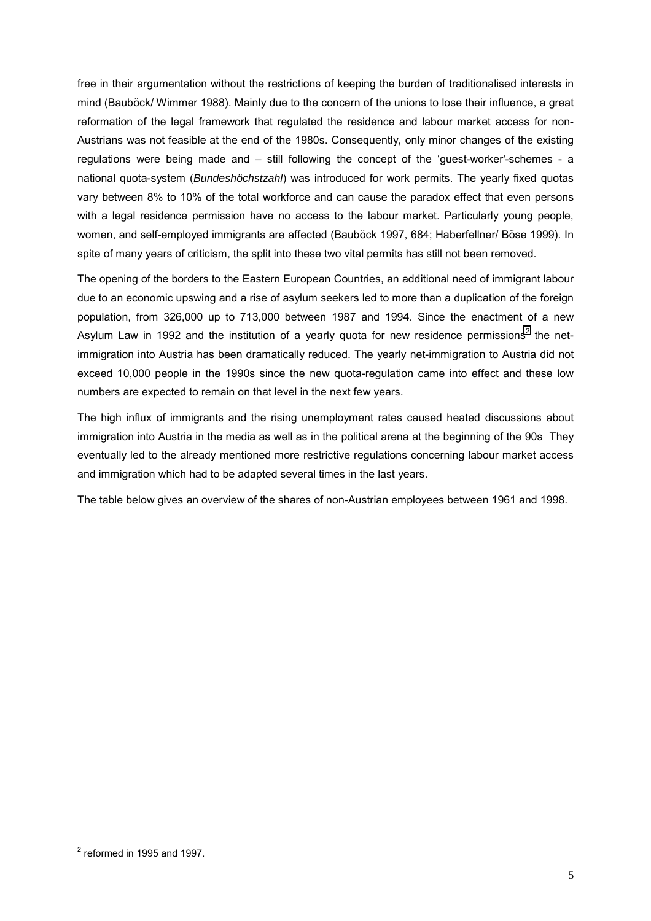free in their argumentation without the restrictions of keeping the burden of traditionalised interests in mind (Bauböck/ Wimmer 1988). Mainly due to the concern of the unions to lose their influence, a great reformation of the legal framework that regulated the residence and labour market access for non-Austrians was not feasible at the end of the 1980s. Consequently, only minor changes of the existing regulations were being made and – still following the concept of the 'guest-worker'-schemes - a national quota-system (*Bundeshöchstzahl*) was introduced for work permits. The yearly fixed quotas vary between 8% to 10% of the total workforce and can cause the paradox effect that even persons with a legal residence permission have no access to the labour market. Particularly young people, women, and self-employed immigrants are affected (Bauböck 1997, 684; Haberfellner/ Böse 1999). In spite of many years of criticism, the split into these two vital permits has still not been removed.

The opening of the borders to the Eastern European Countries, an additional need of immigrant labour due to an economic upswing and a rise of asylum seekers led to more than a duplication of the foreign population, from 326,000 up to 713,000 between 1987 and 1994. Since the enactment of a new Asylum Law in 1992 and the institution of a yearly quota for new residence permissions[2] the net-immigration into Austria has been dramatically reduced. The yearly net-immigration to Austria did not exceed 10,000 people in the 1990s since the new quota-regulation came into effect and these low numbers are expected to remain on that level in the next few years.

The high influx of immigrants and the rising unemployment rates caused heated discussions about immigration into Austria in the media as well as in the political arena at the beginning of the 90s They eventually led to the already mentioned more restrictive regulations concerning labour market access and immigration which had to be adapted several times in the last years.

The table below gives an overview of the shares of non-Austrian employees between 1961 and 1998.

[2] reformed in 1995 and 1997.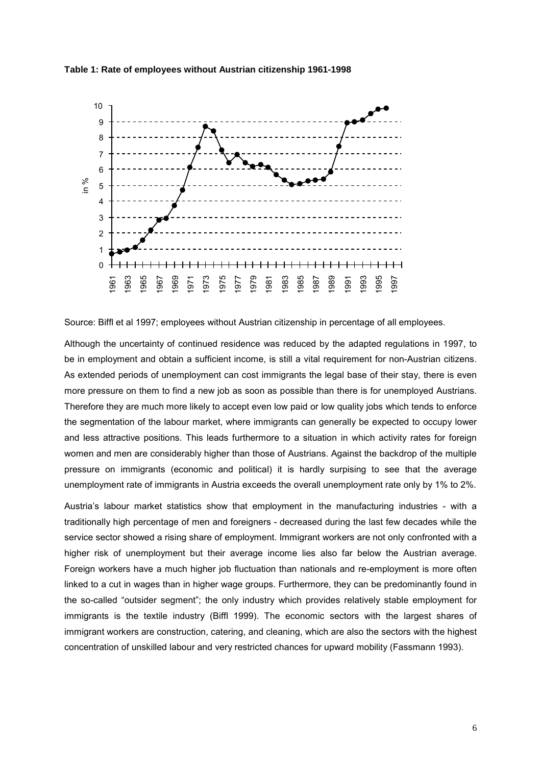**Table 1: Rate of employees without Austrian citizenship 1961-1998**

Source: Biffl et al 1997; employees without Austrian citizenship in percentage of all employees.

Although the uncertainty of continued residence was reduced by the adapted regulations in 1997, to be in employment and obtain a sufficient income, is still a vital requirement for non-Austrian citizens. As extended periods of unemployment can cost immigrants the legal base of their stay, there is even more pressure on them to find a new job as soon as possible than there is for unemployed Austrians. Therefore they are much more likely to accept even low paid or low quality jobs which tends to enforce the segmentation of the labour market, where immigrants can generally be expected to occupy lower and less attractive positions. This leads furthermore to a situation in which activity rates for foreign women and men are considerably higher than those of Austrians. Against the backdrop of the multiple pressure on immigrants (economic and political) it is hardly surpising to see that the average unemployment rate of immigrants in Austria exceeds the overall unemployment rate only by 1% to 2%.

Austria's labour market statistics show that employment in the manufacturing industries - with a traditionally high percentage of men and foreigners - decreased during the last few decades while the service sector showed a rising share of employment. Immigrant workers are not only confronted with a higher risk of unemployment but their average income lies also far below the Austrian average. Foreign workers have a much higher job fluctuation than nationals and re-employment is more often linked to a cut in wages than in higher wage groups. Furthermore, they can be predominantly found in the so-called "outsider segment"; the only industry which provides relatively stable employment for immigrants is the textile industry (Biffl 1999). The economic sectors with the largest shares of immigrant workers are construction, catering, and cleaning, which are also the sectors with the highest concentration of unskilled labour and very restricted chances for upward mobility (Fassmann 1993).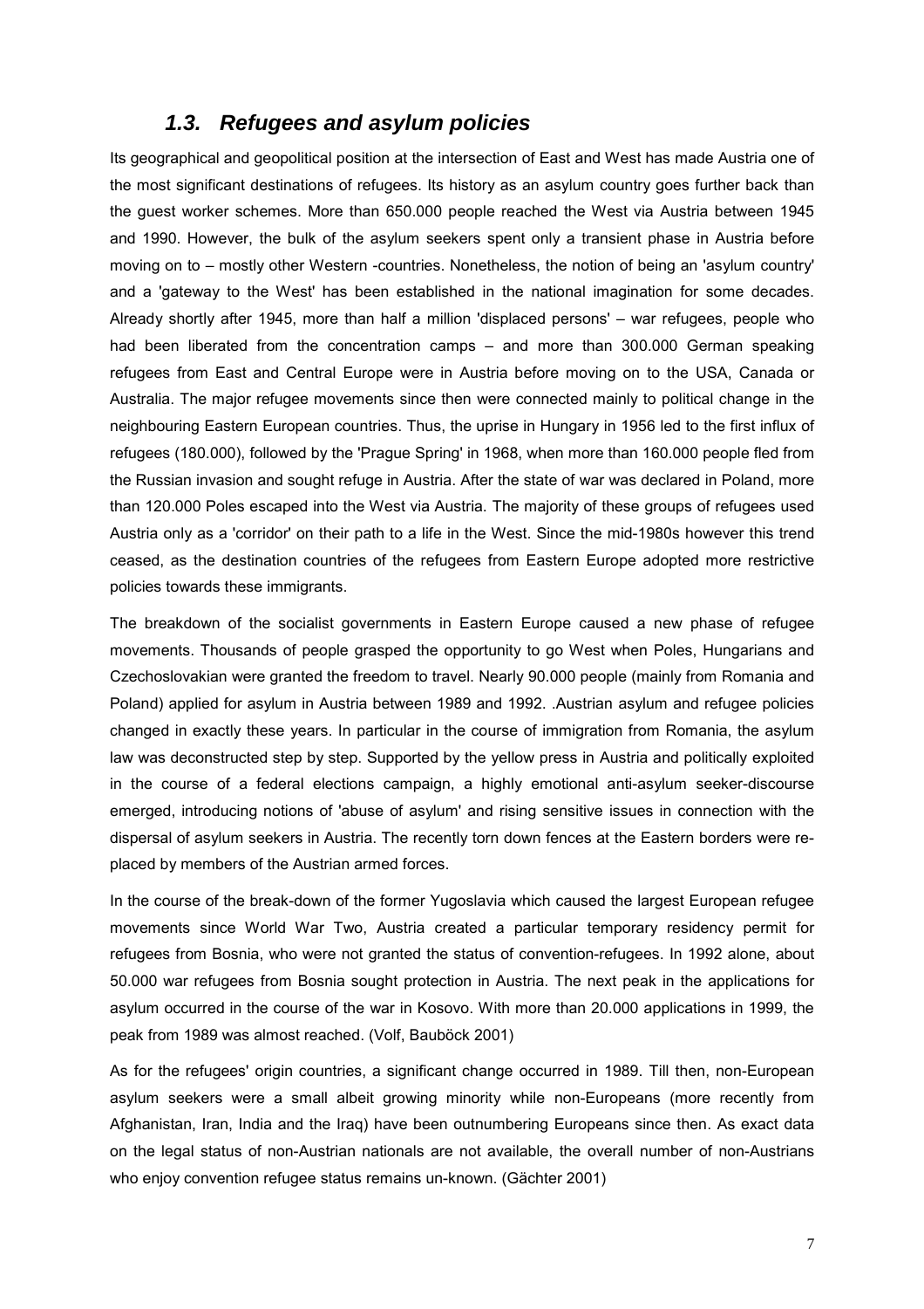## *1.3. Refugees and asylum policies*

Its geographical and geopolitical position at the intersection of East and West has made Austria one of the most significant destinations of refugees. Its history as an asylum country goes further back than the guest worker schemes. More than 650.000 people reached the West via Austria between 1945 and 1990. However, the bulk of the asylum seekers spent only a transient phase in Austria before moving on to – mostly other Western -countries. Nonetheless, the notion of being an 'asylum country' and a 'gateway to the West' has been established in the national imagination for some decades. Already shortly after 1945, more than half a million 'displaced persons' – war refugees, people who had been liberated from the concentration camps – and more than 300.000 German speaking refugees from East and Central Europe were in Austria before moving on to the USA, Canada or Australia. The major refugee movements since then were connected mainly to political change in the neighbouring Eastern European countries. Thus, the uprise in Hungary in 1956 led to the first influx of refugees (180.000), followed by the 'Prague Spring' in 1968, when more than 160.000 people fled from the Russian invasion and sought refuge in Austria. After the state of war was declared in Poland, more than 120.000 Poles escaped into the West via Austria. The majority of these groups of refugees used Austria only as a 'corridor' on their path to a life in the West. Since the mid-1980s however this trend ceased, as the destination countries of the refugees from Eastern Europe adopted more restrictive policies towards these immigrants.

The breakdown of the socialist governments in Eastern Europe caused a new phase of refugee movements. Thousands of people grasped the opportunity to go West when Poles, Hungarians and Czechoslovakian were granted the freedom to travel. Nearly 90.000 people (mainly from Romania and Poland) applied for asylum in Austria between 1989 and 1992. .Austrian asylum and refugee policies changed in exactly these years. In particular in the course of immigration from Romania, the asylum law was deconstructed step by step. Supported by the yellow press in Austria and politically exploited in the course of a federal elections campaign, a highly emotional anti-asylum seeker-discourse emerged, introducing notions of 'abuse of asylum' and rising sensitive issues in connection with the dispersal of asylum seekers in Austria. The recently torn down fences at the Eastern borders were re-placed by members of the Austrian armed forces.

In the course of the break-down of the former Yugoslavia which caused the largest European refugee movements since World War Two, Austria created a particular temporary residency permit for refugees from Bosnia, who were not granted the status of convention-refugees. In 1992 alone, about 50.000 war refugees from Bosnia sought protection in Austria. The next peak in the applications for asylum occurred in the course of the war in Kosovo. With more than 20.000 applications in 1999, the peak from 1989 was almost reached. (Volf, Bauböck 2001)

As for the refugees' origin countries, a significant change occurred in 1989. Till then, non-European asylum seekers were a small albeit growing minority while non-Europeans (more recently from Afghanistan, Iran, India and the Iraq) have been outnumbering Europeans since then. As exact data on the legal status of non-Austrian nationals are not available, the overall number of non-Austrians who enjoy convention refugee status remains un-known. (Gächter 2001)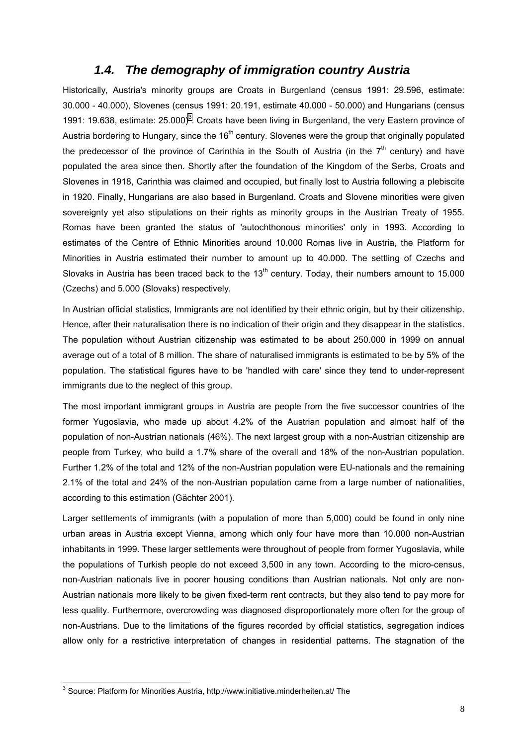## 1.4. *The demography of immigration country Austria*

Historically, Austria's minority groups are Croats in Burgenland (census 1991: 29.596, estimate: 30.000 - 40.000), Slovenes (census 1991: 20.191, estimate 40.000 - 50.000) and Hungarians (census 1991: 19.638, estimate: 25.000)[3]. Croats have been living in Burgenland, the very Eastern province of Austria bordering to Hungary, since the 16th century. Slovenes were the group that originally populated the predecessor of the province of Carinthia in the South of Austria (in the 7th century) and have populated the area since then. Shortly after the foundation of the Kingdom of the Serbs, Croats and Slovenes in 1918, Carinthia was claimed and occupied, but finally lost to Austria following a plebiscite in 1920. Finally, Hungarians are also based in Burgenland. Croats and Slovene minorities were given sovereignty yet also stipulations on their rights as minority groups in the Austrian Treaty of 1955. Romas have been granted the status of 'autochthonous minorities' only in 1993. According to estimates of the Centre of Ethnic Minorities around 10.000 Romas live in Austria, the Platform for Minorities in Austria estimated their number to amount up to 40.000. The settling of Czechs and Slovaks in Austria has been traced back to the 13th century. Today, their numbers amount to 15.000 (Czechs) and 5.000 (Slovaks) respectively.

In Austrian official statistics, Immigrants are not identified by their ethnic origin, but by their citizenship. Hence, after their naturalisation there is no indication of their origin and they disappear in the statistics. The population without Austrian citizenship was estimated to be about 250.000 in 1999 on annual average out of a total of 8 million. The share of naturalised immigrants is estimated to be by 5% of the population. The statistical figures have to be 'handled with care' since they tend to under-represent immigrants due to the neglect of this group.

The most important immigrant groups in Austria are people from the five successor countries of the former Yugoslavia, who made up about 4.2% of the Austrian population and almost half of the population of non-Austrian nationals (46%). The next largest group with a non-Austrian citizenship are people from Turkey, who build a 1.7% share of the overall and 18% of the non-Austrian population. Further 1.2% of the total and 12% of the non-Austrian population were EU-nationals and the remaining 2.1% of the total and 24% of the non-Austrian population came from a large number of nationalities, according to this estimation (Gächter 2001).

Larger settlements of immigrants (with a population of more than 5,000) could be found in only nine urban areas in Austria except Vienna, among which only four have more than 10.000 non-Austrian inhabitants in 1999. These larger settlements were throughout of people from former Yugoslavia, while the populations of Turkish people do not exceed 3,500 in any town. According to the micro-census, non-Austrian nationals live in poorer housing conditions than Austrian nationals. Not only are non-Austrian nationals more likely to be given fixed-term rent contracts, but they also tend to pay more for less quality. Furthermore, overcrowding was diagnosed disproportionately more often for the group of non-Austrians. Due to the limitations of the figures recorded by official statistics, segregation indices allow only for a restrictive interpretation of changes in residential patterns. The stagnation of the

[3] Source: Platform for Minorities Austria, http://www.initiative.minderheiten.at/ The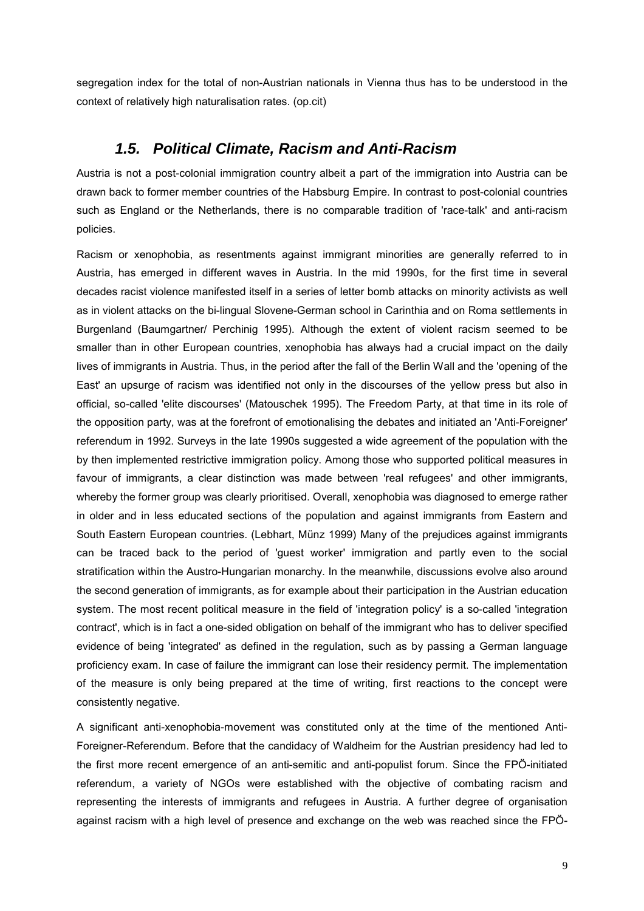segregation index for the total of non-Austrian nationals in Vienna thus has to be understood in the context of relatively high naturalisation rates. (op.cit)

## *1.5. Political Climate, Racism and Anti-Racism*

Austria is not a post-colonial immigration country albeit a part of the immigration into Austria can be drawn back to former member countries of the Habsburg Empire. In contrast to post-colonial countries such as England or the Netherlands, there is no comparable tradition of 'race-talk' and anti-racism policies.

Racism or xenophobia, as resentments against immigrant minorities are generally referred to in Austria, has emerged in different waves in Austria. In the mid 1990s, for the first time in several decades racist violence manifested itself in a series of letter bomb attacks on minority activists as well as in violent attacks on the bi-lingual Slovene-German school in Carinthia and on Roma settlements in Burgenland (Baumgartner/ Perchinig 1995). Although the extent of violent racism seemed to be smaller than in other European countries, xenophobia has always had a crucial impact on the daily lives of immigrants in Austria. Thus, in the period after the fall of the Berlin Wall and the 'opening of the East' an upsurge of racism was identified not only in the discourses of the yellow press but also in official, so-called 'elite discourses' (Matouschek 1995). The Freedom Party, at that time in its role of the opposition party, was at the forefront of emotionalising the debates and initiated an 'Anti-Foreigner' referendum in 1992. Surveys in the late 1990s suggested a wide agreement of the population with the by then implemented restrictive immigration policy. Among those who supported political measures in favour of immigrants, a clear distinction was made between 'real refugees' and other immigrants, whereby the former group was clearly prioritised. Overall, xenophobia was diagnosed to emerge rather in older and in less educated sections of the population and against immigrants from Eastern and South Eastern European countries. (Lebhart, Münz 1999) Many of the prejudices against immigrants can be traced back to the period of 'guest worker' immigration and partly even to the social stratification within the Austro-Hungarian monarchy. In the meanwhile, discussions evolve also around the second generation of immigrants, as for example about their participation in the Austrian education system. The most recent political measure in the field of 'integration policy' is a so-called 'integration contract', which is in fact a one-sided obligation on behalf of the immigrant who has to deliver specified evidence of being 'integrated' as defined in the regulation, such as by passing a German language proficiency exam. In case of failure the immigrant can lose their residency permit. The implementation of the measure is only being prepared at the time of writing, first reactions to the concept were consistently negative.

A significant anti-xenophobia-movement was constituted only at the time of the mentioned Anti-Foreigner-Referendum. Before that the candidacy of Waldheim for the Austrian presidency had led to the first more recent emergence of an anti-semitic and anti-populist forum. Since the FPÖ-initiated referendum, a variety of NGOs were established with the objective of combating racism and representing the interests of immigrants and refugees in Austria. A further degree of organisation against racism with a high level of presence and exchange on the web was reached since the FPÖ-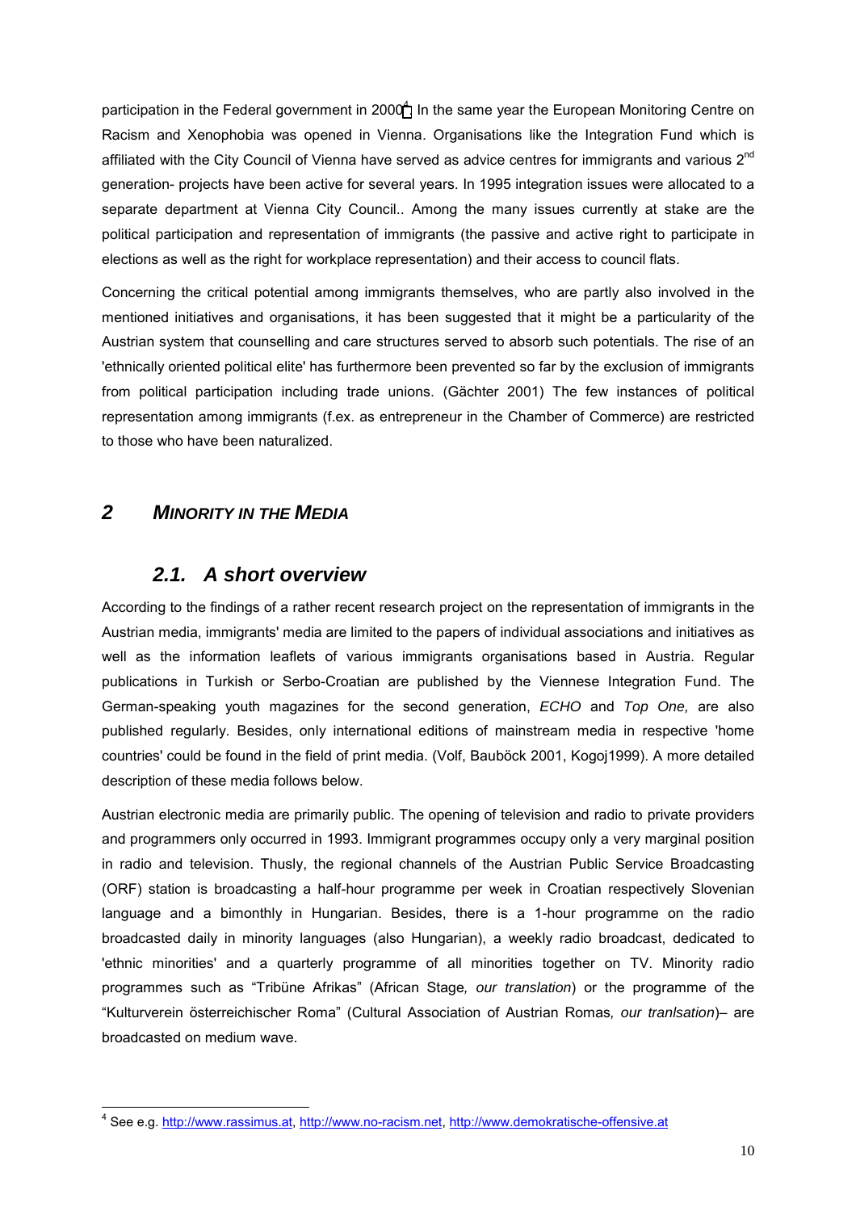participation in the Federal government in 2000[4]. In the same year the European Monitoring Centre on Racism and Xenophobia was opened in Vienna. Organisations like the Integration Fund which is affiliated with the City Council of Vienna have served as advice centres for immigrants and various 2[nd] generation- projects have been active for several years. In 1995 integration issues were allocated to a separate department at Vienna City Council.. Among the many issues currently at stake are the political participation and representation of immigrants (the passive and active right to participate in elections as well as the right for workplace representation) and their access to council flats.

Concerning the critical potential among immigrants themselves, who are partly also involved in the mentioned initiatives and organisations, it has been suggested that it might be a particularity of the Austrian system that counselling and care structures served to absorb such potentials. The rise of an 'ethnically oriented political elite' has furthermore been prevented so far by the exclusion of immigrants from political participation including trade unions. (Gächter 2001) The few instances of political representation among immigrants (f.ex. as entrepreneur in the Chamber of Commerce) are restricted to those who have been naturalized.

# *2 MINORITY IN THE MEDIA*

## *2.1. A short overview*

According to the findings of a rather recent research project on the representation of immigrants in the Austrian media, immigrants' media are limited to the papers of individual associations and initiatives as well as the information leaflets of various immigrants organisations based in Austria. Regular publications in Turkish or Serbo-Croatian are published by the Viennese Integration Fund. The German-speaking youth magazines for the second generation, *ECHO* and *Top One,* are also published regularly. Besides, only international editions of mainstream media in respective 'home countries' could be found in the field of print media. (Volf, Bauböck 2001, Kogoj1999). A more detailed description of these media follows below.

Austrian electronic media are primarily public. The opening of television and radio to private providers and programmers only occurred in 1993. Immigrant programmes occupy only a very marginal position in radio and television. Thusly, the regional channels of the Austrian Public Service Broadcasting (ORF) station is broadcasting a half-hour programme per week in Croatian respectively Slovenian language and a bimonthly in Hungarian. Besides, there is a 1-hour programme on the radio broadcasted daily in minority languages (also Hungarian), a weekly radio broadcast, dedicated to 'ethnic minorities' and a quarterly programme of all minorities together on TV. Minority radio programmes such as "Tribüne Afrikas" (African Stage*, our translation*) or the programme of the "Kulturverein österreichischer Roma" (Cultural Association of Austrian Romas*, our tranlsation*)– are broadcasted on medium wave.

---

[4] See e.g. http://www.rassimus.at, http://www.no-racism.net, http://www.demokratische-offensive.at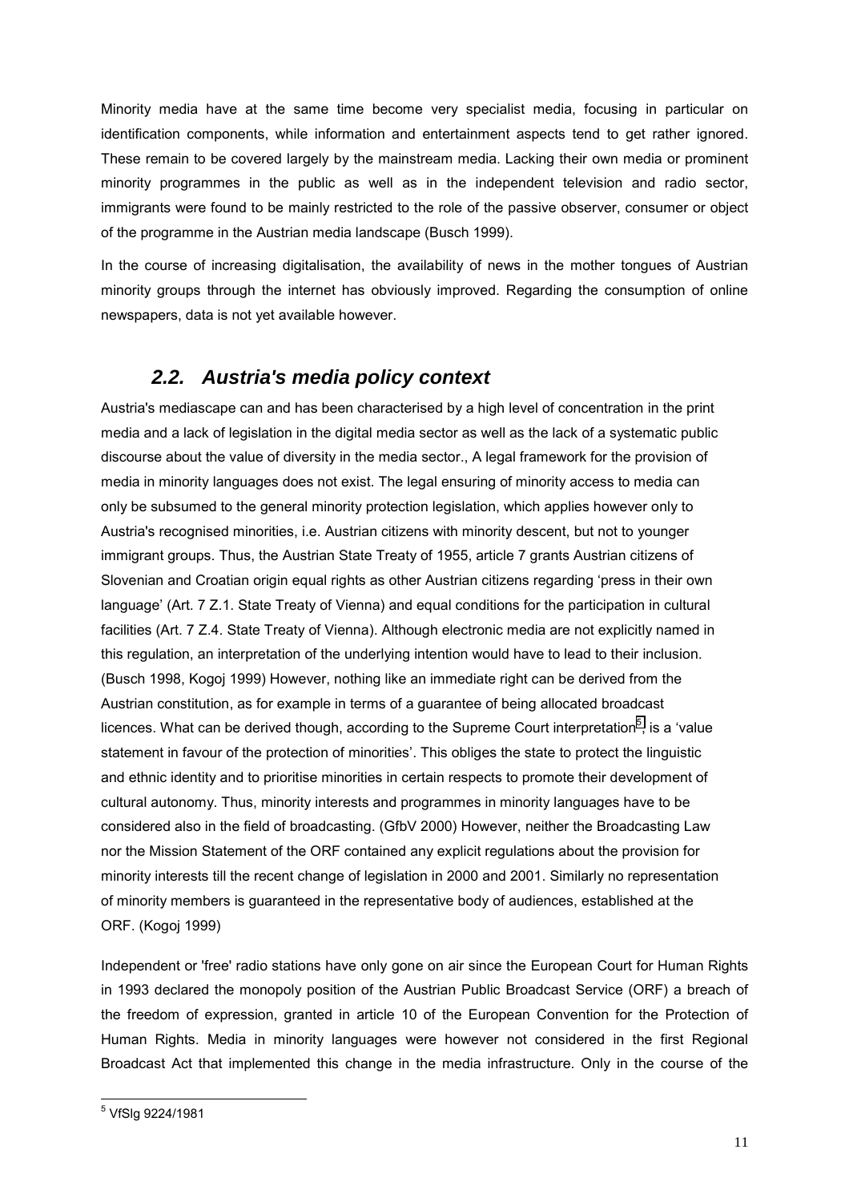Minority media have at the same time become very specialist media, focusing in particular on identification components, while information and entertainment aspects tend to get rather ignored. These remain to be covered largely by the mainstream media. Lacking their own media or prominent minority programmes in the public as well as in the independent television and radio sector, immigrants were found to be mainly restricted to the role of the passive observer, consumer or object of the programme in the Austrian media landscape (Busch 1999).

In the course of increasing digitalisation, the availability of news in the mother tongues of Austrian minority groups through the internet has obviously improved. Regarding the consumption of online newspapers, data is not yet available however.

## *2.2. Austria's media policy context*

Austria's mediascape can and has been characterised by a high level of concentration in the print media and a lack of legislation in the digital media sector as well as the lack of a systematic public discourse about the value of diversity in the media sector., A legal framework for the provision of media in minority languages does not exist. The legal ensuring of minority access to media can only be subsumed to the general minority protection legislation, which applies however only to Austria's recognised minorities, i.e. Austrian citizens with minority descent, but not to younger immigrant groups. Thus, the Austrian State Treaty of 1955, article 7 grants Austrian citizens of Slovenian and Croatian origin equal rights as other Austrian citizens regarding 'press in their own language' (Art. 7 Z.1. State Treaty of Vienna) and equal conditions for the participation in cultural facilities (Art. 7 Z.4. State Treaty of Vienna). Although electronic media are not explicitly named in this regulation, an interpretation of the underlying intention would have to lead to their inclusion. (Busch 1998, Kogoj 1999) However, nothing like an immediate right can be derived from the Austrian constitution, as for example in terms of a guarantee of being allocated broadcast licences. What can be derived though, according to the Supreme Court interpretation[5], is a 'value statement in favour of the protection of minorities'. This obliges the state to protect the linguistic and ethnic identity and to prioritise minorities in certain respects to promote their development of cultural autonomy. Thus, minority interests and programmes in minority languages have to be considered also in the field of broadcasting. (GfbV 2000) However, neither the Broadcasting Law nor the Mission Statement of the ORF contained any explicit regulations about the provision for minority interests till the recent change of legislation in 2000 and 2001. Similarly no representation of minority members is guaranteed in the representative body of audiences, established at the ORF. (Kogoj 1999)

Independent or 'free' radio stations have only gone on air since the European Court for Human Rights in 1993 declared the monopoly position of the Austrian Public Broadcast Service (ORF) a breach of the freedom of expression, granted in article 10 of the European Convention for the Protection of Human Rights. Media in minority languages were however not considered in the first Regional Broadcast Act that implemented this change in the media infrastructure. Only in the course of the

---

[5] VfSlg 9224/1981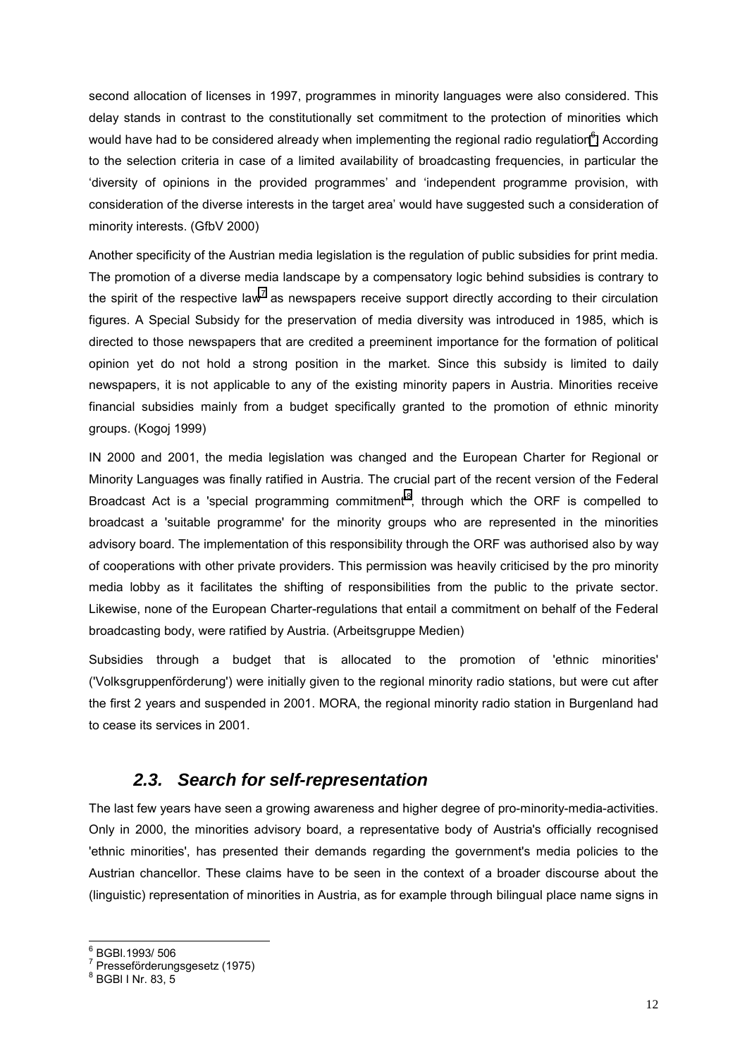second allocation of licenses in 1997, programmes in minority languages were also considered. This delay stands in contrast to the constitutionally set commitment to the protection of minorities which would have had to be considered already when implementing the regional radio regulation[6]. According to the selection criteria in case of a limited availability of broadcasting frequencies, in particular the 'diversity of opinions in the provided programmes' and 'independent programme provision, with consideration of the diverse interests in the target area' would have suggested such a consideration of minority interests. (GfbV 2000)

Another specificity of the Austrian media legislation is the regulation of public subsidies for print media. The promotion of a diverse media landscape by a compensatory logic behind subsidies is contrary to the spirit of the respective law[7] as newspapers receive support directly according to their circulation figures. A Special Subsidy for the preservation of media diversity was introduced in 1985, which is directed to those newspapers that are credited a preeminent importance for the formation of political opinion yet do not hold a strong position in the market. Since this subsidy is limited to daily newspapers, it is not applicable to any of the existing minority papers in Austria. Minorities receive financial subsidies mainly from a budget specifically granted to the promotion of ethnic minority groups. (Kogoj 1999)

IN 2000 and 2001, the media legislation was changed and the European Charter for Regional or Minority Languages was finally ratified in Austria. The crucial part of the recent version of the Federal Broadcast Act is a 'special programming commitment'[8], through which the ORF is compelled to broadcast a 'suitable programme' for the minority groups who are represented in the minorities advisory board. The implementation of this responsibility through the ORF was authorised also by way of cooperations with other private providers. This permission was heavily criticised by the pro minority media lobby as it facilitates the shifting of responsibilities from the public to the private sector. Likewise, none of the European Charter-regulations that entail a commitment on behalf of the Federal broadcasting body, were ratified by Austria. (Arbeitsgruppe Medien)

Subsidies through a budget that is allocated to the promotion of 'ethnic minorities' ('Volksgruppenförderung') were initially given to the regional minority radio stations, but were cut after the first 2 years and suspended in 2001. MORA, the regional minority radio station in Burgenland had to cease its services in 2001.

## *2.3. Search for self-representation*

The last few years have seen a growing awareness and higher degree of pro-minority-media-activities. Only in 2000, the minorities advisory board, a representative body of Austria's officially recognised 'ethnic minorities', has presented their demands regarding the government's media policies to the Austrian chancellor. These claims have to be seen in the context of a broader discourse about the (linguistic) representation of minorities in Austria, as for example through bilingual place name signs in

---

[6] BGBl.1993/ 506

[7] Presseförderungsgesetz (1975)

[8] BGBl I Nr. 83, 5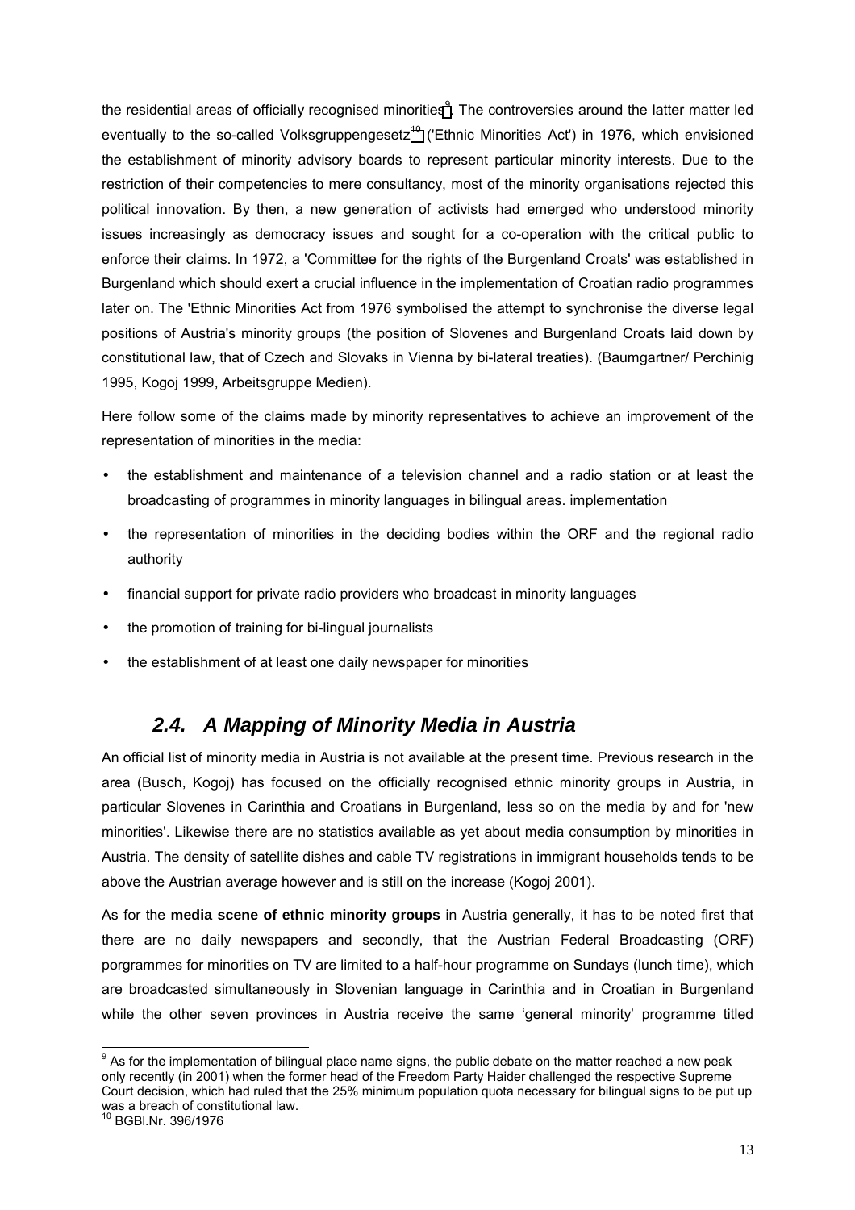the residential areas of officially recognised minorities[9]. The controversies around the latter matter led eventually to the so-called Volksgruppengesetz[10] ('Ethnic Minorities Act') in 1976, which envisioned the establishment of minority advisory boards to represent particular minority interests. Due to the restriction of their competencies to mere consultancy, most of the minority organisations rejected this political innovation. By then, a new generation of activists had emerged who understood minority issues increasingly as democracy issues and sought for a co-operation with the critical public to enforce their claims. In 1972, a 'Committee for the rights of the Burgenland Croats' was established in Burgenland which should exert a crucial influence in the implementation of Croatian radio programmes later on. The 'Ethnic Minorities Act from 1976 symbolised the attempt to synchronise the diverse legal positions of Austria's minority groups (the position of Slovenes and Burgenland Croats laid down by constitutional law, that of Czech and Slovaks in Vienna by bi-lateral treaties). (Baumgartner/ Perchinig 1995, Kogoj 1999, Arbeitsgruppe Medien).

Here follow some of the claims made by minority representatives to achieve an improvement of the representation of minorities in the media:

- the establishment and maintenance of a television channel and a radio station or at least the broadcasting of programmes in minority languages in bilingual areas. implementation
- the representation of minorities in the deciding bodies within the ORF and the regional radio authority
- financial support for private radio providers who broadcast in minority languages
- the promotion of training for bi-lingual journalists
- the establishment of at least one daily newspaper for minorities

## *2.4. A Mapping of Minority Media in Austria*

An official list of minority media in Austria is not available at the present time. Previous research in the area (Busch, Kogoj) has focused on the officially recognised ethnic minority groups in Austria, in particular Slovenes in Carinthia and Croatians in Burgenland, less so on the media by and for 'new minorities'. Likewise there are no statistics available as yet about media consumption by minorities in Austria. The density of satellite dishes and cable TV registrations in immigrant households tends to be above the Austrian average however and is still on the increase (Kogoj 2001).

As for the **media scene of ethnic minority groups** in Austria generally, it has to be noted first that there are no daily newspapers and secondly, that the Austrian Federal Broadcasting (ORF) porgrammes for minorities on TV are limited to a half-hour programme on Sundays (lunch time), which are broadcasted simultaneously in Slovenian language in Carinthia and in Croatian in Burgenland while the other seven provinces in Austria receive the same 'general minority' programme titled

[9] As for the implementation of bilingual place name signs, the public debate on the matter reached a new peak only recently (in 2001) when the former head of the Freedom Party Haider challenged the respective Supreme Court decision, which had ruled that the 25% minimum population quota necessary for bilingual signs to be put up was a breach of constitutional law.

[10] BGBl.Nr. 396/1976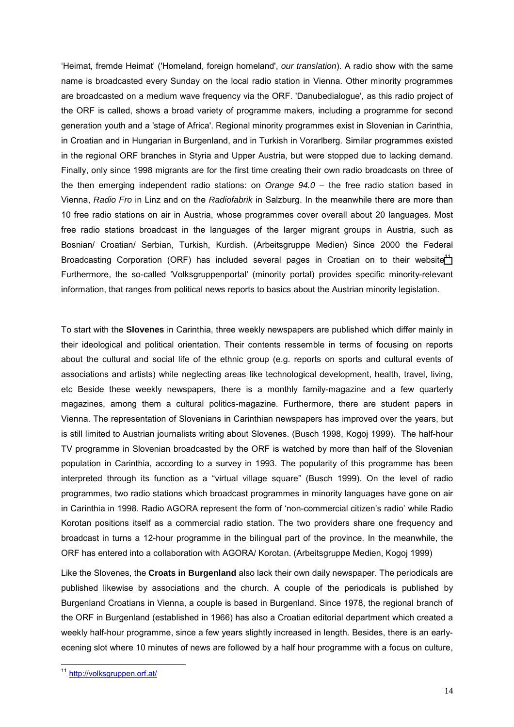'Heimat, fremde Heimat' ('Homeland, foreign homeland', *our translation*). A radio show with the same name is broadcasted every Sunday on the local radio station in Vienna. Other minority programmes are broadcasted on a medium wave frequency via the ORF. 'Danubedialogue', as this radio project of the ORF is called, shows a broad variety of programme makers, including a programme for second generation youth and a 'stage of Africa'. Regional minority programmes exist in Slovenian in Carinthia, in Croatian and in Hungarian in Burgenland, and in Turkish in Vorarlberg. Similar programmes existed in the regional ORF branches in Styria and Upper Austria, but were stopped due to lacking demand. Finally, only since 1998 migrants are for the first time creating their own radio broadcasts on three of the then emerging independent radio stations: on *Orange 94.0* – the free radio station based in Vienna, *Radio Fro* in Linz and on the *Radiofabrik* in Salzburg. In the meanwhile there are more than 10 free radio stations on air in Austria, whose programmes cover overall about 20 languages. Most free radio stations broadcast in the languages of the larger migrant groups in Austria, such as Bosnian/ Croatian/ Serbian, Turkish, Kurdish. (Arbeitsgruppe Medien) Since 2000 the Federal Broadcasting Corporation (ORF) has included several pages in Croatian on to their website[11]. Furthermore, the so-called 'Volksgruppenportal' (minority portal) provides specific minority-relevant information, that ranges from political news reports to basics about the Austrian minority legislation.

To start with the **Slovenes** in Carinthia, three weekly newspapers are published which differ mainly in their ideological and political orientation. Their contents ressemble in terms of focusing on reports about the cultural and social life of the ethnic group (e.g. reports on sports and cultural events of associations and artists) while neglecting areas like technological development, health, travel, living, etc Beside these weekly newspapers, there is a monthly family-magazine and a few quarterly magazines, among them a cultural politics-magazine. Furthermore, there are student papers in Vienna. The representation of Slovenians in Carinthian newspapers has improved over the years, but is still limited to Austrian journalists writing about Slovenes. (Busch 1998, Kogoj 1999). The half-hour TV programme in Slovenian broadcasted by the ORF is watched by more than half of the Slovenian population in Carinthia, according to a survey in 1993. The popularity of this programme has been interpreted through its function as a "virtual village square" (Busch 1999). On the level of radio programmes, two radio stations which broadcast programmes in minority languages have gone on air in Carinthia in 1998. Radio AGORA represent the form of 'non-commercial citizen's radio' while Radio Korotan positions itself as a commercial radio station. The two providers share one frequency and broadcast in turns a 12-hour programme in the bilingual part of the province. In the meanwhile, the ORF has entered into a collaboration with AGORA/ Korotan. (Arbeitsgruppe Medien, Kogoj 1999)

Like the Slovenes, the **Croats in Burgenland** also lack their own daily newspaper. The periodicals are published likewise by associations and the church. A couple of the periodicals is published by Burgenland Croatians in Vienna, a couple is based in Burgenland. Since 1978, the regional branch of the ORF in Burgenland (established in 1966) has also a Croatian editorial department which created a weekly half-hour programme, since a few years slightly increased in length. Besides, there is an early-ecening slot where 10 minutes of news are followed by a half hour programme with a focus on culture,

[11] http://volksgruppen.orf.at/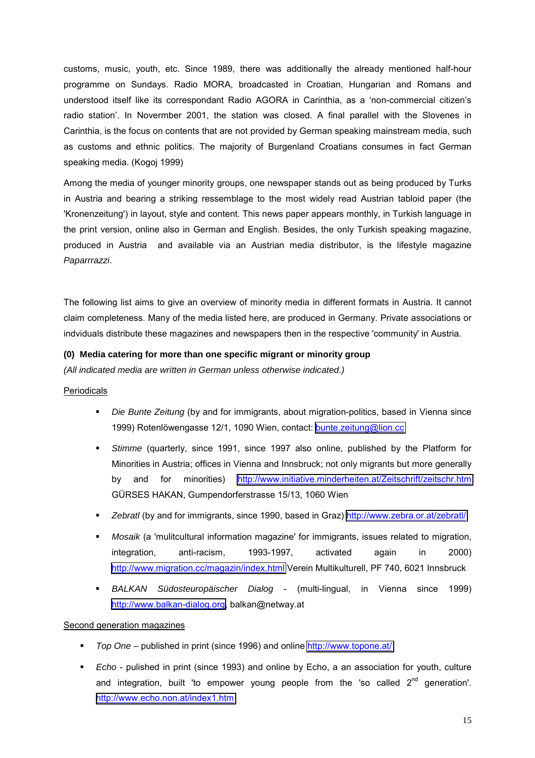customs, music, youth, etc. Since 1989, there was additionally the already mentioned half-hour programme on Sundays. Radio MORA, broadcasted in Croatian, Hungarian and Romans and understood itself like its correspondant Radio AGORA in Carinthia, as a 'non-commercial citizen's radio station'. In Novermber 2001, the station was closed. A final parallel with the Slovenes in Carinthia, is the focus on contents that are not provided by German speaking mainstream media, such as customs and ethnic politics. The majority of Burgenland Croatians consumes in fact German speaking media. (Kogoj 1999)

Among the media of younger minority groups, one newspaper stands out as being produced by Turks in Austria and bearing a striking ressemblage to the most widely read Austrian tabloid paper (the 'Kronenzeitung') in layout, style and content. This news paper appears monthly, in Turkish language in the print version, online also in German and English. Besides, the only Turkish speaking magazine, produced in Austria and available via an Austrian media distributor, is the lifestyle magazine *Paparrrazzi*.

The following list aims to give an overview of minority media in different formats in Austria. It cannot claim completeness. Many of the media listed here, are produced in Germany. Private associations or indviduals distribute these magazines and newspapers then in the respective 'community' in Austria.

**(0) Media catering for more than one specific migrant or minority group**

*(All indicated media are written in German unless otherwise indicated.)*

Periodicals

- *Die Bunte Zeitung* (by and for immigrants, about migration-politics, based in Vienna since 1999) Rotenlöwengasse 12/1, 1090 Wien, contact: bunte.zeitung@lion.cc
- *Stimme* (quarterly, since 1991, since 1997 also online, published by the Platform for Minorities in Austria; offices in Vienna and Innsbruck; not only migrants but more generally by and for minorities) http://www.initiative.minderheiten.at/Zeitschrift/zeitschr.htm GÜRSES HAKAN, Gumpendorferstrasse 15/13, 1060 Wien
- *Zebratl* (by and for immigrants, since 1990, based in Graz) http://www.zebra.or.at/zebratl/
- *Mosaik* (a 'mulitcultural information magazine' for immigrants, issues related to migration, integration, anti-racism, 1993-1997, activated again in 2000) http://www.migration.cc/magazin/index.html Verein Multikulturell, PF 740, 6021 Innsbruck
- *BALKAN Südosteuropäischer Dialog* - (multi-lingual, in Vienna since 1999) http://www.balkan-dialog.org, balkan@netway.at

Second generation magazines

- *Top One* – published in print (since 1996) and online http://www.topone.at/
- *Echo* - pulished in print (since 1993) and online by Echo, a an association for youth, culture and integration, built 'to empower young people from the 'so called 2nd generation'. http://www.echo.non.at/index1.htm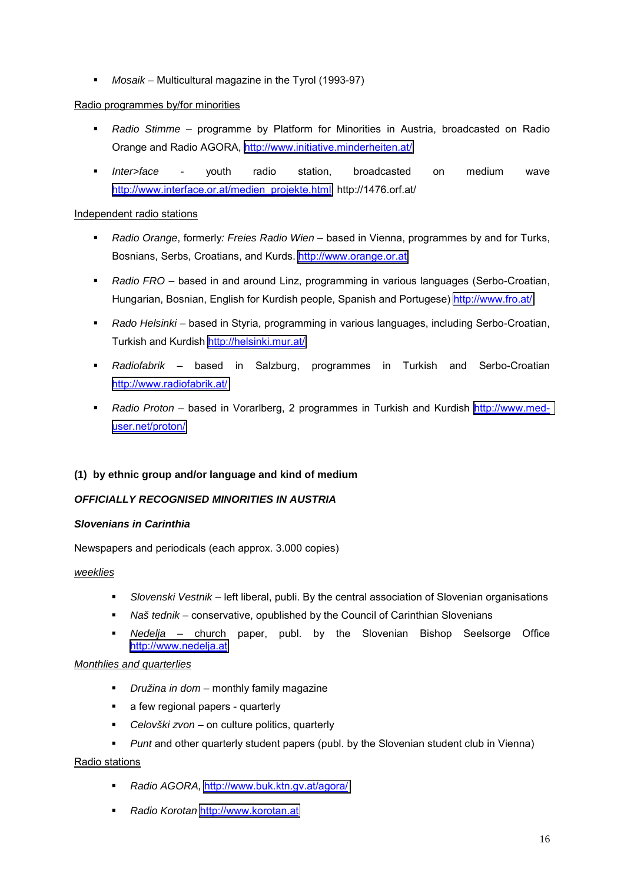- *Mosaik* – Multicultural magazine in the Tyrol (1993-97)

<u>Radio programmes by/for minorities</u>

- *Radio Stimme* – programme by Platform for Minorities in Austria, broadcasted on Radio Orange and Radio AGORA, http://www.initiative.minderheiten.at/
- *Inter>face* - youth radio station, broadcasted on medium wave http://www.interface.or.at/medien_projekte.html http://1476.orf.at/

<u>Independent radio stations</u>

- *Radio Orange*, formerly*: Freies Radio Wien* – based in Vienna, programmes by and for Turks, Bosnians, Serbs, Croatians, and Kurds. http://www.orange.or.at
- *Radio FRO* – based in and around Linz, programming in various languages (Serbo-Croatian, Hungarian, Bosnian, English for Kurdish people, Spanish and Portugese) http://www.fro.at/
- *Rado Helsinki* – based in Styria, programming in various languages, including Serbo-Croatian, Turkish and Kurdish http://helsinki.mur.at/
- *Radiofabrik* – based in Salzburg, programmes in Turkish and Serbo-Croatian http://www.radiofabrik.at/
- *Radio Proton* – based in Vorarlberg, 2 programmes in Turkish and Kurdish http://www.med-user.net/proton/

**(1) by ethnic group and/or language and kind of medium**

***OFFICIALLY RECOGNISED MINORITIES IN AUSTRIA***

***Slovenians in Carinthia***

Newspapers and periodicals (each approx. 3.000 copies)

*<u>weeklies</u>*

- *Slovenski Vestnik* – left liberal, publi. By the central association of Slovenian organisations
- *Naš tednik* – conservative, opublished by the Council of Carinthian Slovenians
- *Nedelja* – church paper, publ. by the Slovenian Bishop Seelsorge Office http://www.nedelja.at

*<u>Monthlies and quarterlies</u>*

- *Družina in dom* – monthly family magazine
- a few regional papers - quarterly
- *Celovški zvon* – on culture politics, quarterly
- *Punt* and other quarterly student papers (publ. by the Slovenian student club in Vienna)

<u>Radio stations</u>

- *Radio AGORA*, http://www.buk.ktn.gv.at/agora/
- *Radio Korotan* http://www.korotan.at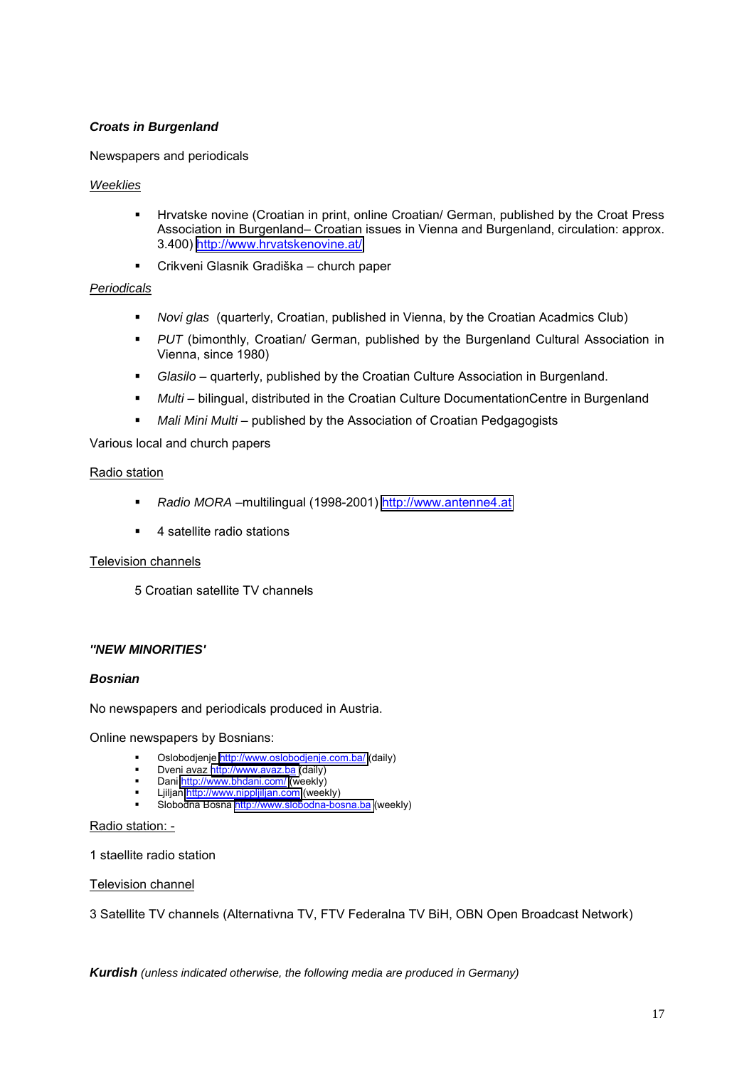***Croats in Burgenland***

Newspapers and periodicals

_Weeklies_

- Hrvatske novine (Croatian in print, online Croatian/ German, published by the Croat Press Association in Burgenland– Croatian issues in Vienna and Burgenland, circulation: approx. 3.400) http://www.hrvatskenovine.at/
- Crikveni Glasnik Gradiška – church paper

_Periodicals_

- *Novi glas* (quarterly, Croatian, published in Vienna, by the Croatian Acadmics Club)
- *PUT* (bimonthly, Croatian/ German, published by the Burgenland Cultural Association in Vienna, since 1980)
- *Glasilo* – quarterly, published by the Croatian Culture Association in Burgenland.
- *Multi* – bilingual, distributed in the Croatian Culture DocumentationCentre in Burgenland
- *Mali Mini Multi* – published by the Association of Croatian Pedgagogists

Various local and church papers

_Radio station_

- *Radio MORA* –multilingual (1998-2001) http://www.antenne4.at
- 4 satellite radio stations

_Television channels_

5 Croatian satellite TV channels

***''NEW MINORITIES'***

***Bosnian***

No newspapers and periodicals produced in Austria.

Online newspapers by Bosnians:

- Oslobodjenje http://www.oslobodjenje.com.ba/ (daily)
- Dveni avaz http://www.avaz.ba (daily)
- Dani http://www.bhdani.com/ (weekly)
- Ljiljan http://www.nippljiljan.com (weekly)
- Slobodna Bosna http://www.slobodna-bosna.ba (weekly)

_Radio station: -_

1 staellite radio station

_Television channel_

3 Satellite TV channels (Alternativna TV, FTV Federalna TV BiH, OBN Open Broadcast Network)

***Kurdish*** *(unless indicated otherwise, the following media are produced in Germany)*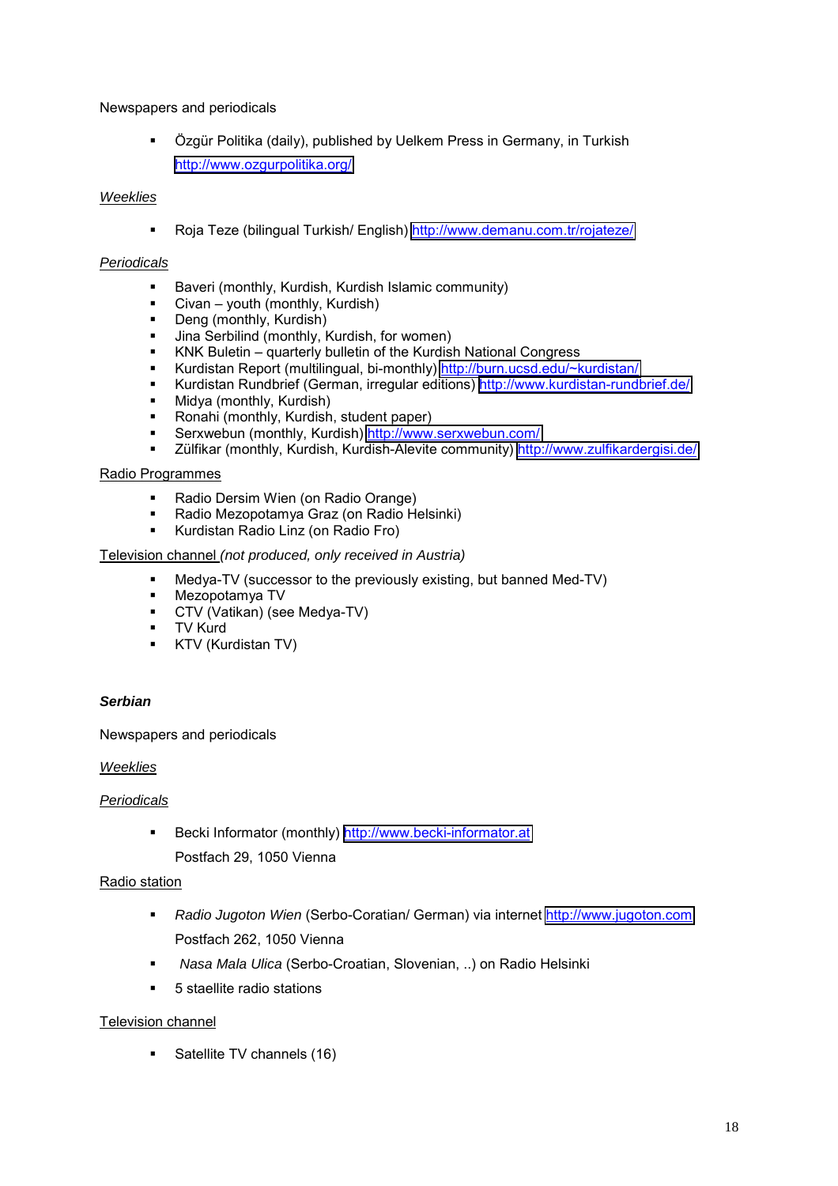Newspapers and periodicals

- Özgür Politika (daily), published by Uelkem Press in Germany, in Turkish
  http://www.ozgurpolitika.org/

*Weeklies*

- Roja Teze (bilingual Turkish/ English) http://www.demanu.com.tr/rojateze/

*Periodicals*

- Baveri (monthly, Kurdish, Kurdish Islamic community)
- Civan – youth (monthly, Kurdish)
- Deng (monthly, Kurdish)
- Jina Serbilind (monthly, Kurdish, for women)
- KNK Buletin – quarterly bulletin of the Kurdish National Congress
- Kurdistan Report (multilingual, bi-monthly) http://burn.ucsd.edu/~kurdistan/
- Kurdistan Rundbrief (German, irregular editions) http://www.kurdistan-rundbrief.de/
- Midya (monthly, Kurdish)
- Ronahi (monthly, Kurdish, student paper)
- Serxwebun (monthly, Kurdish) http://www.serxwebun.com/
- Zülfikar (monthly, Kurdish, Kurdish-Alevite community) http://www.zulfikardergisi.de/

Radio Programmes

- Radio Dersim Wien (on Radio Orange)
- Radio Mezopotamya Graz (on Radio Helsinki)
- Kurdistan Radio Linz (on Radio Fro)

Television channel *(not produced, only received in Austria)*

- Medya-TV (successor to the previously existing, but banned Med-TV)
- Mezopotamya TV
- CTV (Vatikan) (see Medya-TV)
- TV Kurd
- KTV (Kurdistan TV)

***Serbian***

Newspapers and periodicals

*Weeklies*

*Periodicals*

- Becki Informator (monthly) http://www.becki-informator.at
  Postfach 29, 1050 Vienna

Radio station

- *Radio Jugoton Wien* (Serbo-Coratian/ German) via internet http://www.jugoton.com
  Postfach 262, 1050 Vienna
- *Nasa Mala Ulica* (Serbo-Croatian, Slovenian, ..) on Radio Helsinki
- 5 staellite radio stations

Television channel

- Satellite TV channels (16)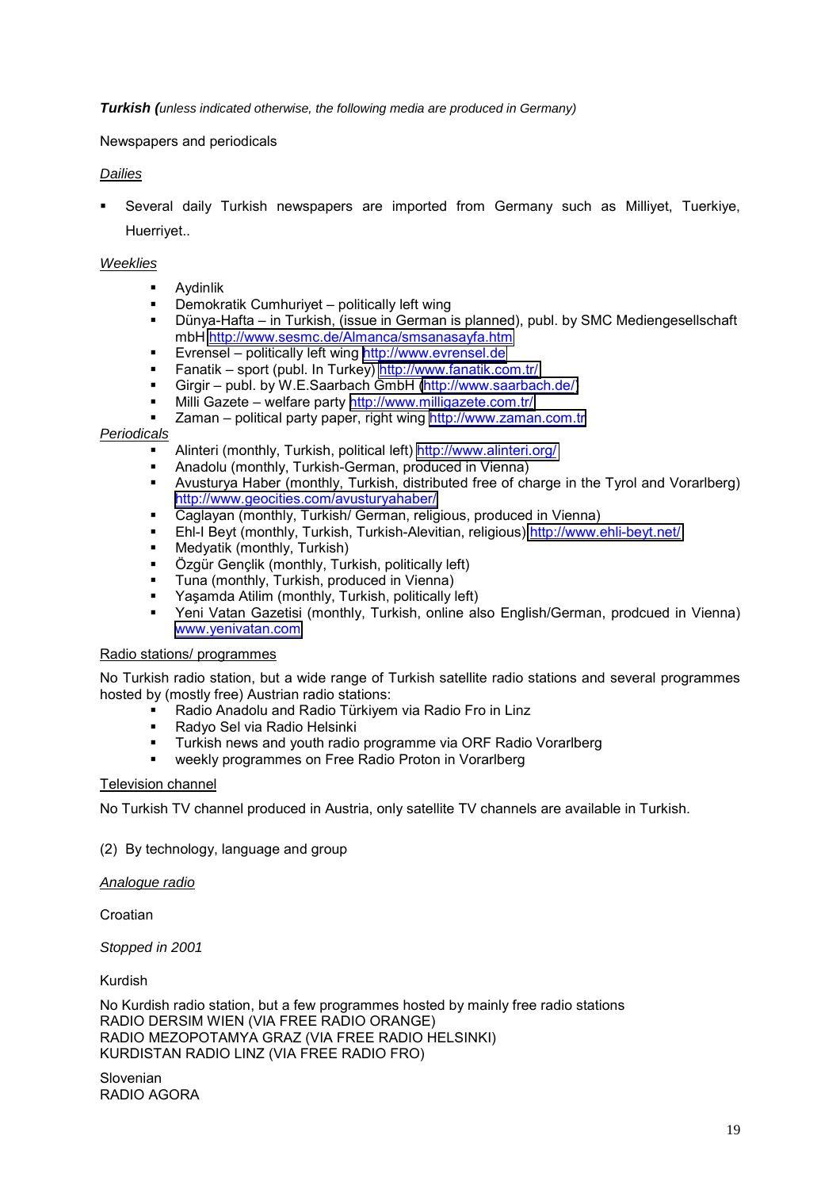***Turkish (****unless indicated otherwise, the following media are produced in Germany)*

Newspapers and periodicals

*Dailies*

- Several daily Turkish newspapers are imported from Germany such as Milliyet, Tuerkiye, Huerriyet..

*Weeklies*

- Aydinlik
- Demokratik Cumhuriyet – politically left wing
- Dünya-Hafta – in Turkish, (issue in German is planned), publ. by SMC Mediengesellschaft mbH http://www.sesmc.de/Almanca/smsanasayfa.htm
- Evrensel – politically left wing http://www.evrensel.de
- Fanatik – sport (publ. In Turkey) http://www.fanatik.com.tr/
- Girgir – publ. by W.E.Saarbach GmbH (http://www.saarbach.de/)
- Milli Gazete – welfare party http://www.milligazete.com.tr/
- Zaman – political party paper, right wing http://www.zaman.com.tr

*Periodicals*

- Alinteri (monthly, Turkish, political left) http://www.alinteri.org/
- Anadolu (monthly, Turkish-German, produced in Vienna)
- Avusturya Haber (monthly, Turkish, distributed free of charge in the Tyrol and Vorarlberg) http://www.geocities.com/avusturyahaber/
- Caglayan (monthly, Turkish/ German, religious, produced in Vienna)
- Ehl-I Beyt (monthly, Turkish, Turkish-Alevitian, religious) http://www.ehli-beyt.net/
- Medyatik (monthly, Turkish)
- Özgür Gençlik (monthly, Turkish, politically left)
- Tuna (monthly, Turkish, produced in Vienna)
- Yaşamda Atilim (monthly, Turkish, politically left)
- Yeni Vatan Gazetisi (monthly, Turkish, online also English/German, prodcued in Vienna) www.yenivatan.com

Radio stations/ programmes

No Turkish radio station, but a wide range of Turkish satellite radio stations and several programmes hosted by (mostly free) Austrian radio stations:

- Radio Anadolu and Radio Türkiyem via Radio Fro in Linz
- Radyo Sel via Radio Helsinki
- Turkish news and youth radio programme via ORF Radio Vorarlberg
- weekly programmes on Free Radio Proton in Vorarlberg

Television channel

No Turkish TV channel produced in Austria, only satellite TV channels are available in Turkish.

(2) By technology, language and group

*Analogue radio*

Croatian

*Stopped in 2001*

Kurdish

No Kurdish radio station, but a few programmes hosted by mainly free radio stations
RADIO DERSIM WIEN (VIA FREE RADIO ORANGE)
RADIO MEZOPOTAMYA GRAZ (VIA FREE RADIO HELSINKI)
KURDISTAN RADIO LINZ (VIA FREE RADIO FRO)

Slovenian
RADIO AGORA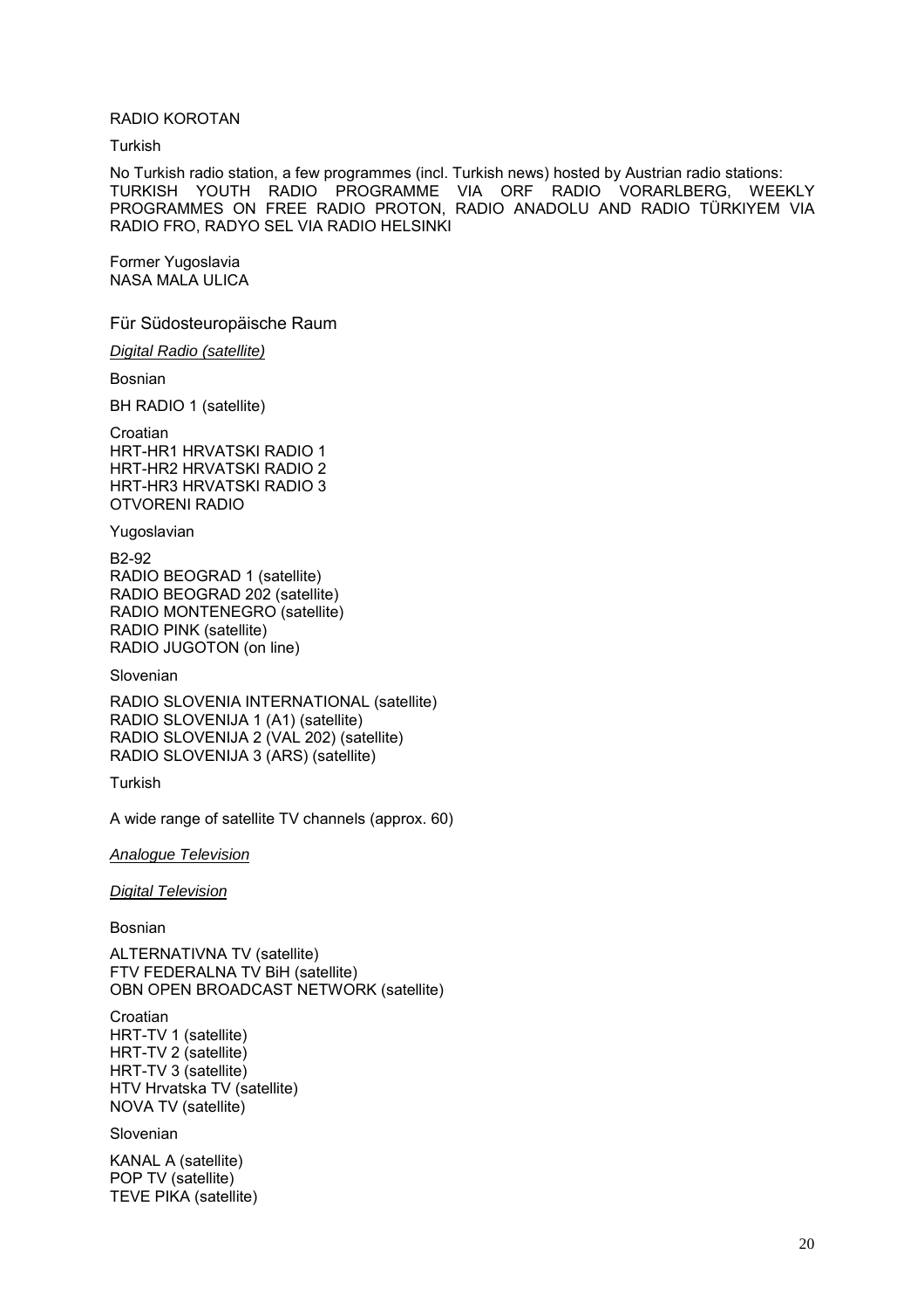RADIO KOROTAN

Turkish

No Turkish radio station, a few programmes (incl. Turkish news) hosted by Austrian radio stations: TURKISH YOUTH RADIO PROGRAMME VIA ORF RADIO VORARLBERG, WEEKLY PROGRAMMES ON FREE RADIO PROTON, RADIO ANADOLU AND RADIO TÜRKIYEM VIA RADIO FRO, RADYO SEL VIA RADIO HELSINKI

Former Yugoslavia
NASA MALA ULICA

## Für Südosteuropäische Raum

*Digital Radio (satellite)*

Bosnian

BH RADIO 1 (satellite)

Croatian
HRT-HR1 HRVATSKI RADIO 1
HRT-HR2 HRVATSKI RADIO 2
HRT-HR3 HRVATSKI RADIO 3
OTVORENI RADIO

Yugoslavian

B2-92
RADIO BEOGRAD 1 (satellite)
RADIO BEOGRAD 202 (satellite)
RADIO MONTENEGRO (satellite)
RADIO PINK (satellite)
RADIO JUGOTON (on line)

Slovenian

RADIO SLOVENIA INTERNATIONAL (satellite)
RADIO SLOVENIJA 1 (A1) (satellite)
RADIO SLOVENIJA 2 (VAL 202) (satellite)
RADIO SLOVENIJA 3 (ARS) (satellite)

Turkish

A wide range of satellite TV channels (approx. 60)

*Analogue Television*

*Digital Television*

Bosnian

ALTERNATIVNA TV (satellite)
FTV FEDERALNA TV BiH (satellite)
OBN OPEN BROADCAST NETWORK (satellite)

Croatian
HRT-TV 1 (satellite)
HRT-TV 2 (satellite)
HRT-TV 3 (satellite)
HTV Hrvatska TV (satellite)
NOVA TV (satellite)

Slovenian

KANAL A (satellite)
POP TV (satellite)
TEVE PIKA (satellite)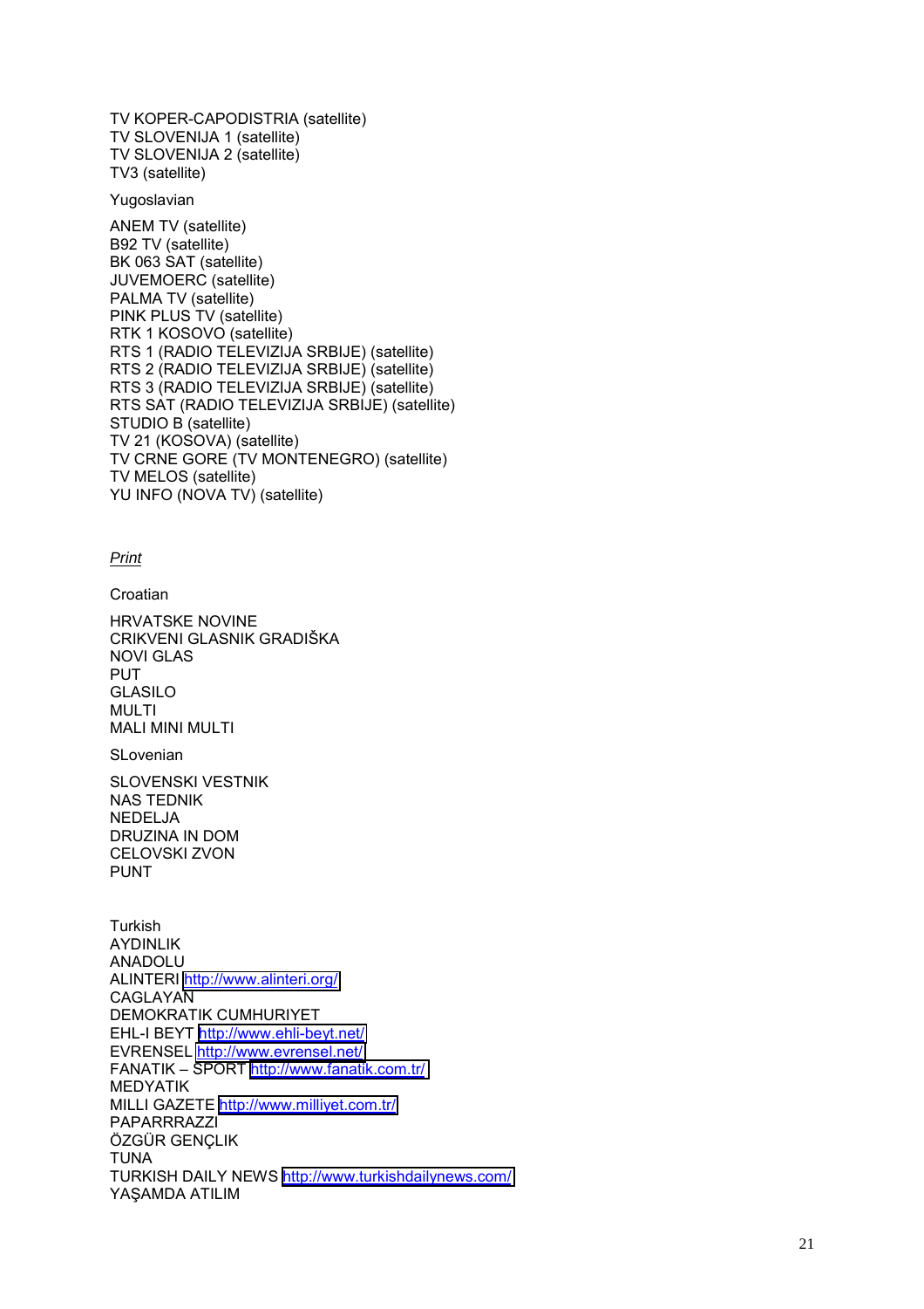TV KOPER-CAPODISTRIA (satellite)
TV SLOVENIJA 1 (satellite)
TV SLOVENIJA 2 (satellite)
TV3 (satellite)

Yugoslavian

ANEM TV (satellite)
B92 TV (satellite)
BK 063 SAT (satellite)
JUVEMOERC (satellite)
PALMA TV (satellite)
PINK PLUS TV (satellite)
RTK 1 KOSOVO (satellite)
RTS 1 (RADIO TELEVIZIJA SRBIJE) (satellite)
RTS 2 (RADIO TELEVIZIJA SRBIJE) (satellite)
RTS 3 (RADIO TELEVIZIJA SRBIJE) (satellite)
RTS SAT (RADIO TELEVIZIJA SRBIJE) (satellite)
STUDIO B (satellite)
TV 21 (KOSOVA) (satellite)
TV CRNE GORE (TV MONTENEGRO) (satellite)
TV MELOS (satellite)
YU INFO (NOVA TV) (satellite)

*Print*

Croatian

HRVATSKE NOVINE
CRIKVENI GLASNIK GRADIŠKA
NOVI GLAS
PUT
GLASILO
MULTI
MALI MINI MULTI

SLovenian

SLOVENSKI VESTNIK
NAS TEDNIK
NEDELJA
DRUZINA IN DOM
CELOVSKI ZVON
PUNT

Turkish
AYDINLIK
ANADOLU
ALINTERI http://www.alinteri.org/
CAGLAYAN
DEMOKRATIK CUMHURIYET
EHL-I BEYT http://www.ehli-beyt.net/
EVRENSEL http://www.evrensel.net/
FANATIK – SPORT http://www.fanatik.com.tr/
MEDYATIK
MILLI GAZETE http://www.milliyet.com.tr/
PAPARRRAZZI
ÖZGÜR GENÇLIK
TUNA
TURKISH DAILY NEWS http://www.turkishdailynews.com/
YAŞAMDA ATILIM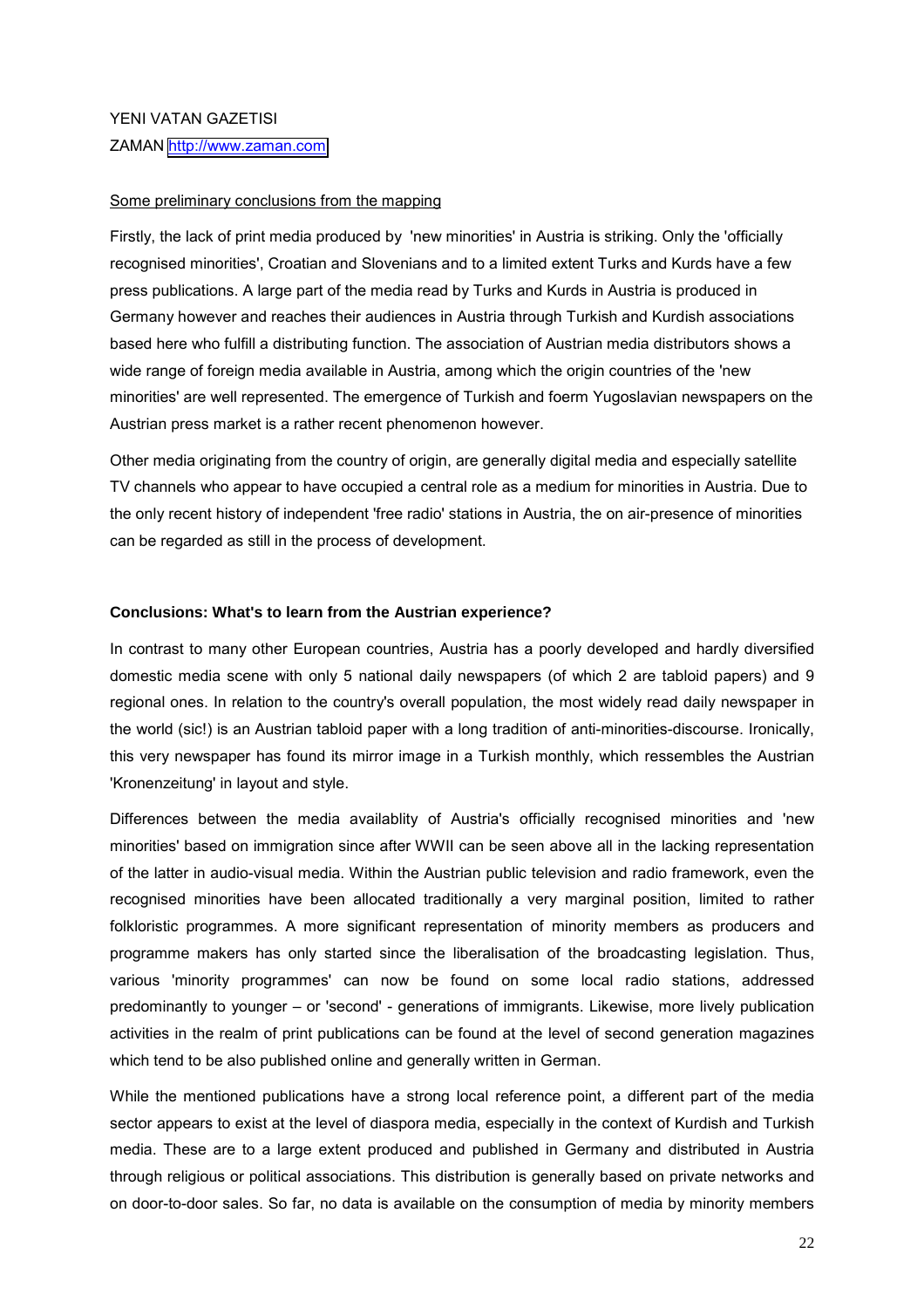YENI VATAN GAZETISI

ZAMAN http://www.zaman.com

Some preliminary conclusions from the mapping

Firstly, the lack of print media produced by 'new minorities' in Austria is striking. Only the 'officially recognised minorities', Croatian and Slovenians and to a limited extent Turks and Kurds have a few press publications. A large part of the media read by Turks and Kurds in Austria is produced in Germany however and reaches their audiences in Austria through Turkish and Kurdish associations based here who fulfill a distributing function. The association of Austrian media distributors shows a wide range of foreign media available in Austria, among which the origin countries of the 'new minorities' are well represented. The emergence of Turkish and foerm Yugoslavian newspapers on the Austrian press market is a rather recent phenomenon however.

Other media originating from the country of origin, are generally digital media and especially satellite TV channels who appear to have occupied a central role as a medium for minorities in Austria. Due to the only recent history of independent 'free radio' stations in Austria, the on air-presence of minorities can be regarded as still in the process of development.

**Conclusions: What's to learn from the Austrian experience?**

In contrast to many other European countries, Austria has a poorly developed and hardly diversified domestic media scene with only 5 national daily newspapers (of which 2 are tabloid papers) and 9 regional ones. In relation to the country's overall population, the most widely read daily newspaper in the world (sic!) is an Austrian tabloid paper with a long tradition of anti-minorities-discourse. Ironically, this very newspaper has found its mirror image in a Turkish monthly, which ressembles the Austrian 'Kronenzeitung' in layout and style.

Differences between the media availablity of Austria's officially recognised minorities and 'new minorities' based on immigration since after WWII can be seen above all in the lacking representation of the latter in audio-visual media. Within the Austrian public television and radio framework, even the recognised minorities have been allocated traditionally a very marginal position, limited to rather folkloristic programmes. A more significant representation of minority members as producers and programme makers has only started since the liberalisation of the broadcasting legislation. Thus, various 'minority programmes' can now be found on some local radio stations, addressed predominantly to younger – or 'second' - generations of immigrants. Likewise, more lively publication activities in the realm of print publications can be found at the level of second generation magazines which tend to be also published online and generally written in German.

While the mentioned publications have a strong local reference point, a different part of the media sector appears to exist at the level of diaspora media, especially in the context of Kurdish and Turkish media. These are to a large extent produced and published in Germany and distributed in Austria through religious or political associations. This distribution is generally based on private networks and on door-to-door sales. So far, no data is available on the consumption of media by minority members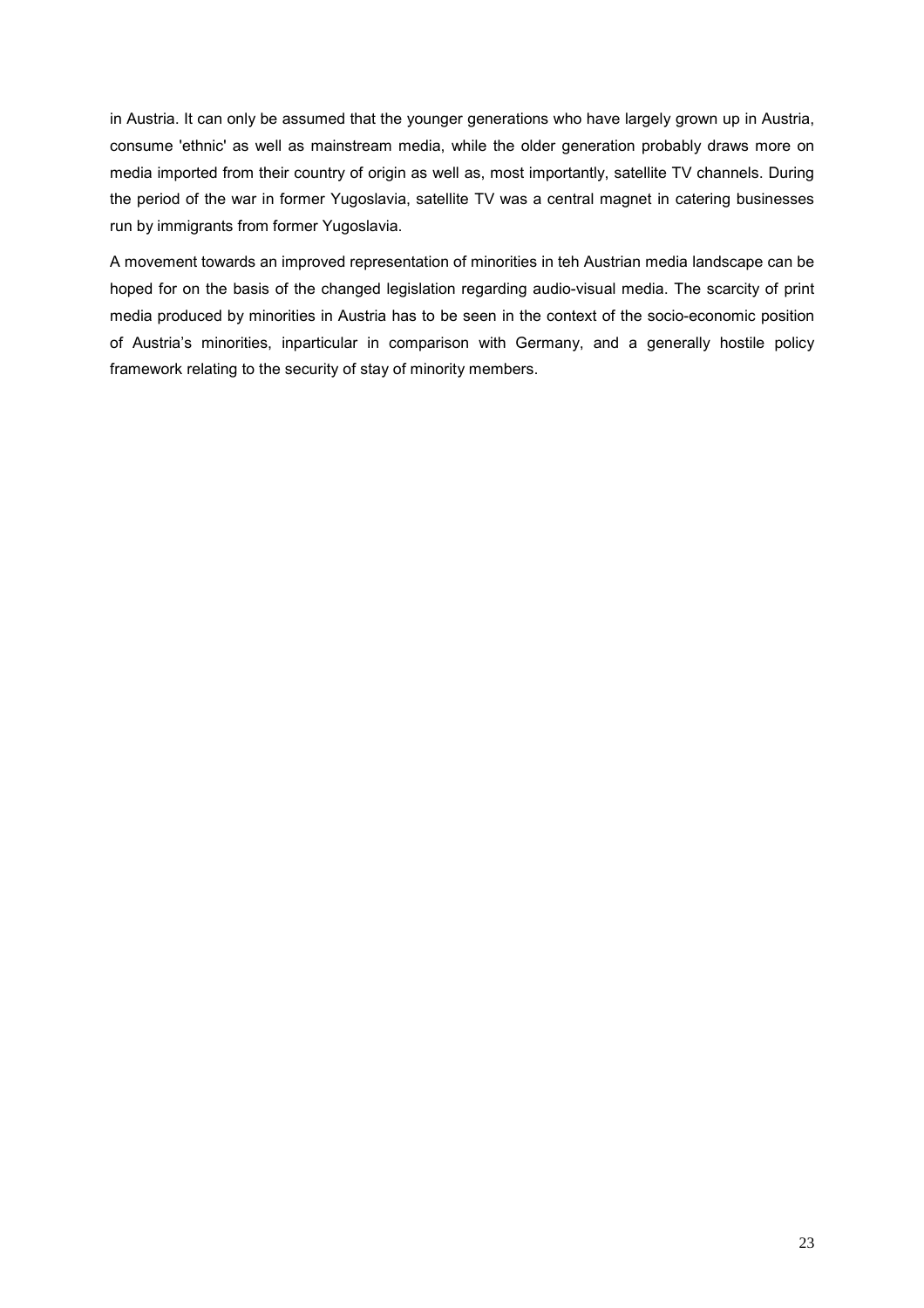in Austria. It can only be assumed that the younger generations who have largely grown up in Austria, consume 'ethnic' as well as mainstream media, while the older generation probably draws more on media imported from their country of origin as well as, most importantly, satellite TV channels. During the period of the war in former Yugoslavia, satellite TV was a central magnet in catering businesses run by immigrants from former Yugoslavia.

A movement towards an improved representation of minorities in teh Austrian media landscape can be hoped for on the basis of the changed legislation regarding audio-visual media. The scarcity of print media produced by minorities in Austria has to be seen in the context of the socio-economic position of Austria's minorities, inparticular in comparison with Germany, and a generally hostile policy framework relating to the security of stay of minority members.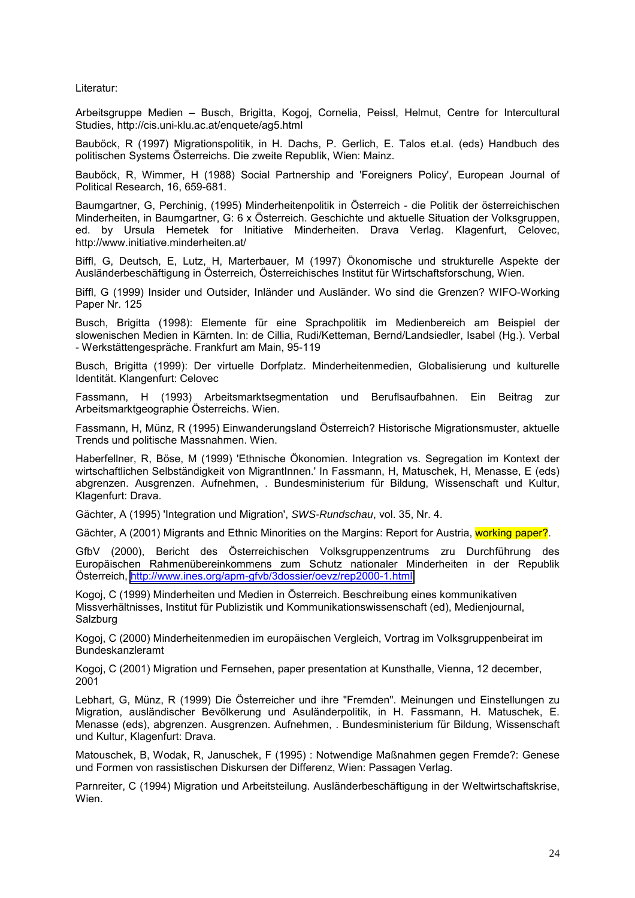Literatur:

Arbeitsgruppe Medien – Busch, Brigitta, Kogoj, Cornelia, Peissl, Helmut, Centre for Intercultural Studies, http://cis.uni-klu.ac.at/enquete/ag5.html

Bauböck, R (1997) Migrationspolitik, in H. Dachs, P. Gerlich, E. Talos et.al. (eds) Handbuch des politischen Systems Österreichs. Die zweite Republik, Wien: Mainz.

Bauböck, R, Wimmer, H (1988) Social Partnership and 'Foreigners Policy', European Journal of Political Research, 16, 659-681.

Baumgartner, G, Perchinig, (1995) Minderheitenpolitik in Österreich - die Politik der österreichischen Minderheiten, in Baumgartner, G: 6 x Österreich. Geschichte und aktuelle Situation der Volksgruppen, ed. by Ursula Hemetek for Initiative Minderheiten. Drava Verlag. Klagenfurt, Celovec, http://www.initiative.minderheiten.at/

Biffl, G, Deutsch, E, Lutz, H, Marterbauer, M (1997) Ökonomische und strukturelle Aspekte der Ausländerbeschäftigung in Österreich, Österreichisches Institut für Wirtschaftsforschung, Wien.

Biffl, G (1999) Insider und Outsider, Inländer und Ausländer. Wo sind die Grenzen? WIFO-Working Paper Nr. 125

Busch, Brigitta (1998): Elemente für eine Sprachpolitik im Medienbereich am Beispiel der slowenischen Medien in Kärnten. In: de Cillia, Rudi/Ketteman, Bernd/Landsiedler, Isabel (Hg.). Verbal - Werkstättengespräche. Frankfurt am Main, 95-119

Busch, Brigitta (1999): Der virtuelle Dorfplatz. Minderheitenmedien, Globalisierung und kulturelle Identität. Klangenfurt: Celovec

Fassmann, H (1993) Arbeitsmarktsegmentation und Beruflsaufbahnen. Ein Beitrag zur Arbeitsmarktgeographie Österreichs. Wien.

Fassmann, H, Münz, R (1995) Einwanderungsland Österreich? Historische Migrationsmuster, aktuelle Trends und politische Massnahmen. Wien.

Haberfellner, R, Böse, M (1999) 'Ethnische Ökonomien. Integration vs. Segregation im Kontext der wirtschaftlichen Selbständigkeit von MigrantInnen.' In Fassmann, H, Matuschek, H, Menasse, E (eds) abgrenzen. Ausgrenzen. Aufnehmen, . Bundesministerium für Bildung, Wissenschaft und Kultur, Klagenfurt: Drava.

Gächter, A (1995) 'Integration und Migration', *SWS-Rundschau*, vol. 35, Nr. 4.

Gächter, A (2001) Migrants and Ethnic Minorities on the Margins: Report for Austria, working paper?.

GfbV (2000), Bericht des Österreichischen Volksgruppenzentrums zru Durchführung des Europäischen Rahmenübereinkommens zum Schutz nationaler Minderheiten in der Republik Österreich, http://www.ines.org/apm-gfvb/3dossier/oevz/rep2000-1.html

Kogoj, C (1999) Minderheiten und Medien in Österreich. Beschreibung eines kommunikativen Missverhältnisses, Institut für Publizistik und Kommunikationswissenschaft (ed), Medienjournal, Salzburg

Kogoj, C (2000) Minderheitenmedien im europäischen Vergleich, Vortrag im Volksgruppenbeirat im Bundeskanzleramt

Kogoj, C (2001) Migration und Fernsehen, paper presentation at Kunsthalle, Vienna, 12 december, 2001

Lebhart, G, Münz, R (1999) Die Österreicher und ihre "Fremden". Meinungen und Einstellungen zu Migration, ausländischer Bevölkerung und Asuländerpolitik, in H. Fassmann, H. Matuschek, E. Menasse (eds), abgrenzen. Ausgrenzen. Aufnehmen, . Bundesministerium für Bildung, Wissenschaft und Kultur, Klagenfurt: Drava.

Matouschek, B, Wodak, R, Januschek, F (1995) : Notwendige Maßnahmen gegen Fremde?: Genese und Formen von rassistischen Diskursen der Differenz, Wien: Passagen Verlag.

Parnreiter, C (1994) Migration und Arbeitsteilung. Ausländerbeschäftigung in der Weltwirtschaftskrise, Wien.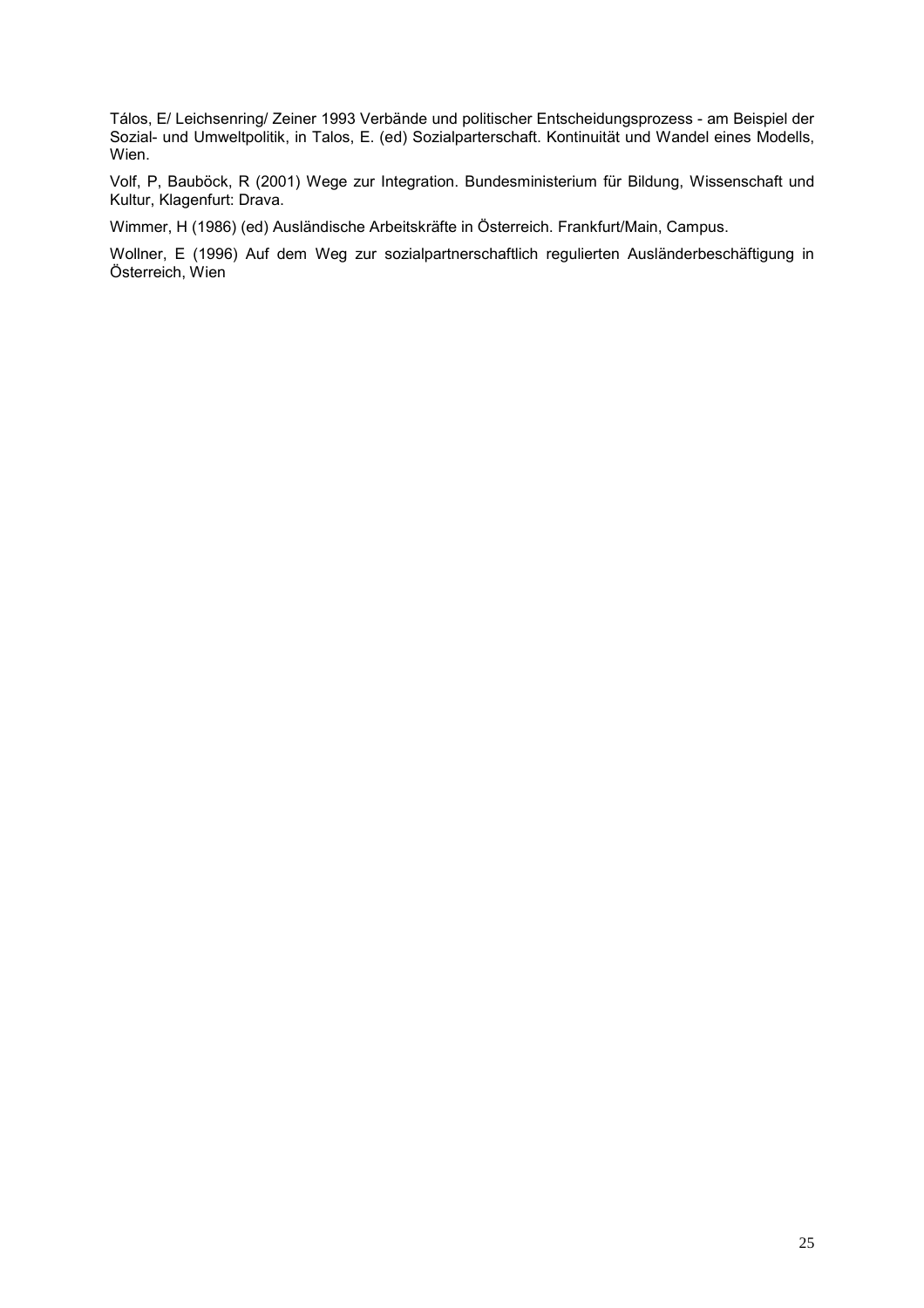Tálos, E/ Leichsenring/ Zeiner 1993 Verbände und politischer Entscheidungsprozess - am Beispiel der Sozial- und Umweltpolitik, in Talos, E. (ed) Sozialparterschaft. Kontinuität und Wandel eines Modells, Wien.

Volf, P, Bauböck, R (2001) Wege zur Integration. Bundesministerium für Bildung, Wissenschaft und Kultur, Klagenfurt: Drava.

Wimmer, H (1986) (ed) Ausländische Arbeitskräfte in Österreich. Frankfurt/Main, Campus.

Wollner, E (1996) Auf dem Weg zur sozialpartnerschaftlich regulierten Ausländerbeschäftigung in Österreich, Wien